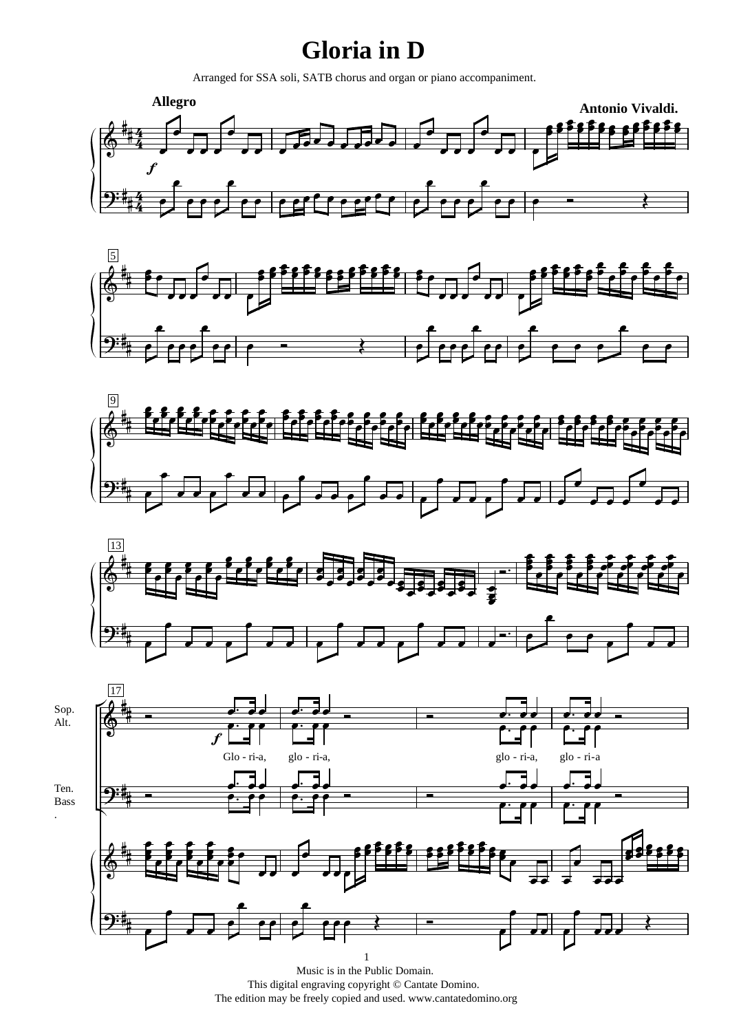# Gloria in D

Arranged for SSA soli, SATB chorus and organ or piano accompaniment.

**Allegro**

**Antonio Vivaldi.**

Sop.
Alt.

Glo - ri-a, glo - ri-a, glo - ri-a, glo - ri-a

Ten.
Bass
.

Music is in the Public Domain.
This digital engraving copyright © Cantate Domino.
The edition may be freely copied and used. www.cantatedomino.org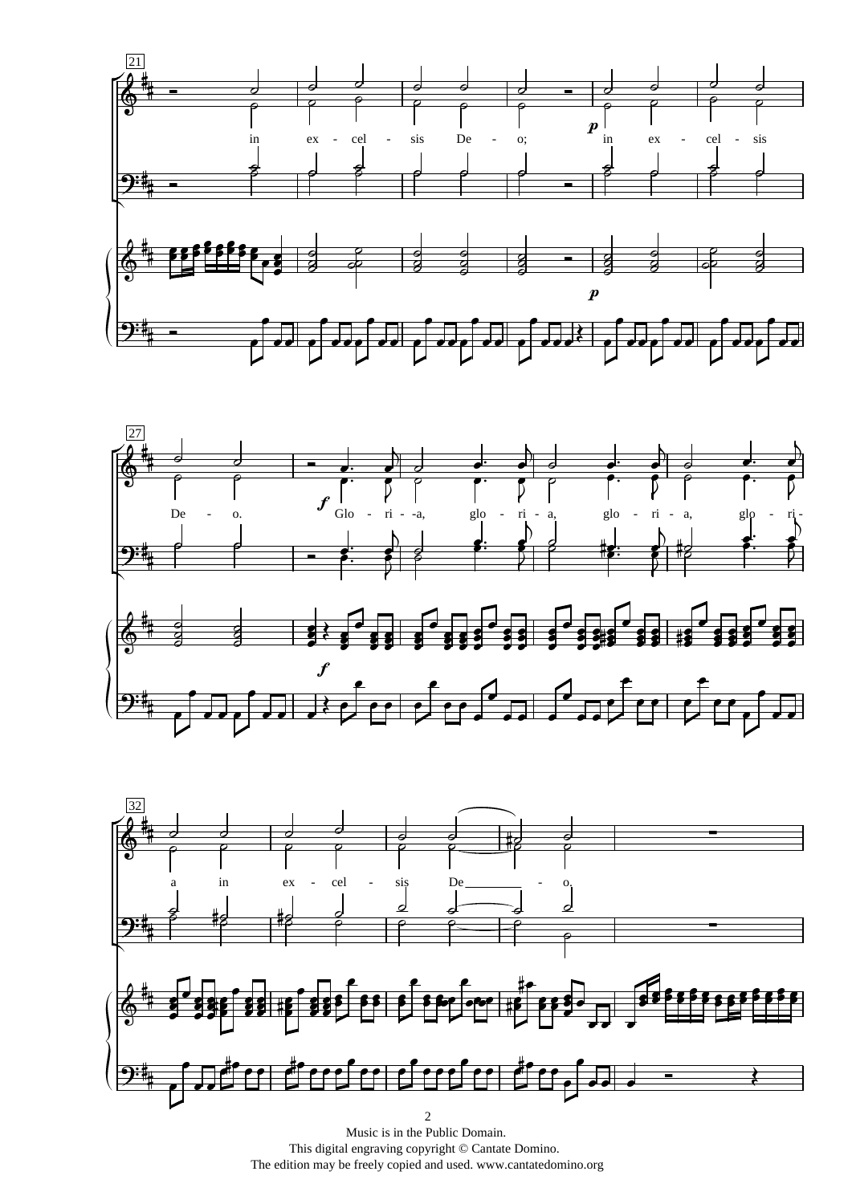Music is in the Public Domain.
This digital engraving copyright © Cantate Domino.
The edition may be freely copied and used. www.cantatedomino.org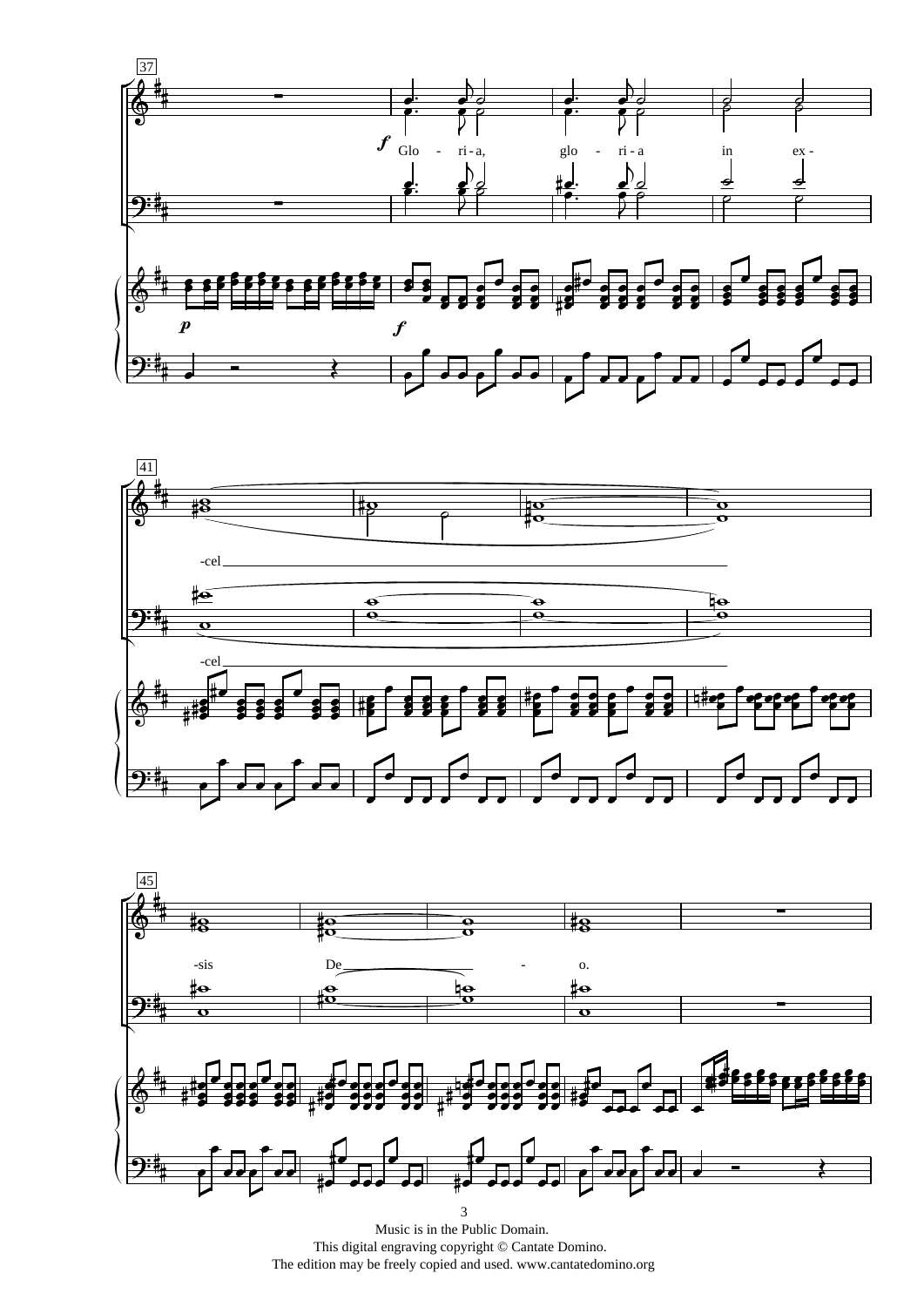Music is in the Public Domain.
This digital engraving copyright © Cantate Domino.
The edition may be freely copied and used. www.cantatedomino.org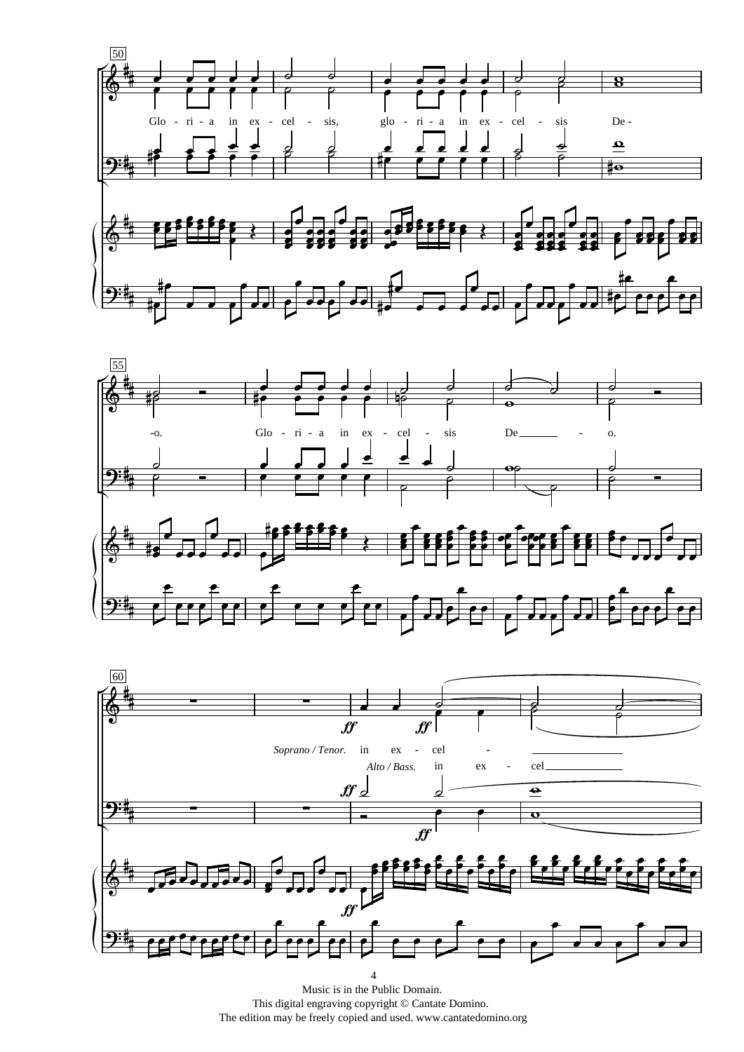50

Glo - ri - a in ex - cel - sis, glo - ri - a in ex - cel - sis De -

55

-o. Glo - ri - a in ex - cel - sis De - o.

60

*Soprano / Tenor.* in ex - cel -

*Alto / Bass.* in ex - cel

Music is in the Public Domain.
This digital engraving copyright © Cantate Domino.
The edition may be freely copied and used. www.cantatedomino.org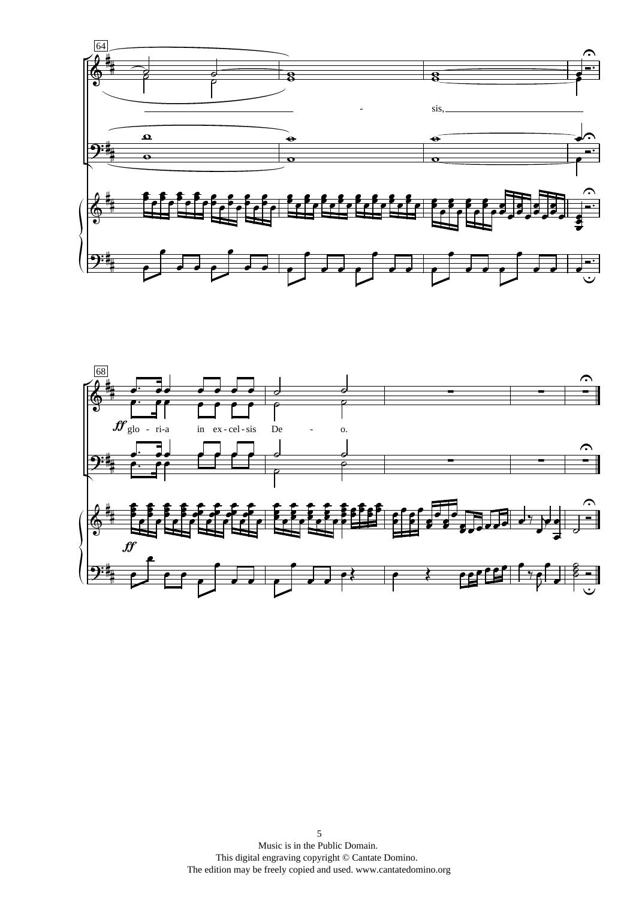64

- sis,

68

*ff* glo - ri-a in ex-cel-sis De - o.

*ff*

Music is in the Public Domain.
This digital engraving copyright © Cantate Domino.
The edition may be freely copied and used. www.cantatedomino.org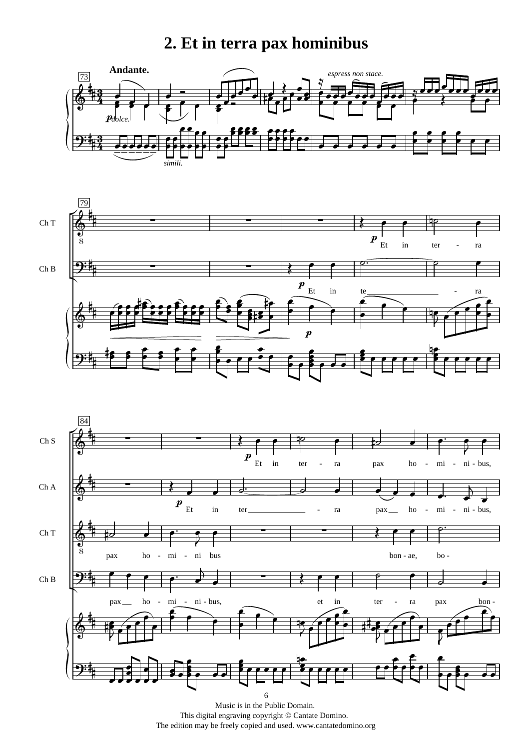# 2. Et in terra pax hominibus

Music is in the Public Domain.
This digital engraving copyright © Cantate Domino.
The edition may be freely copied and used. www.cantatedomino.org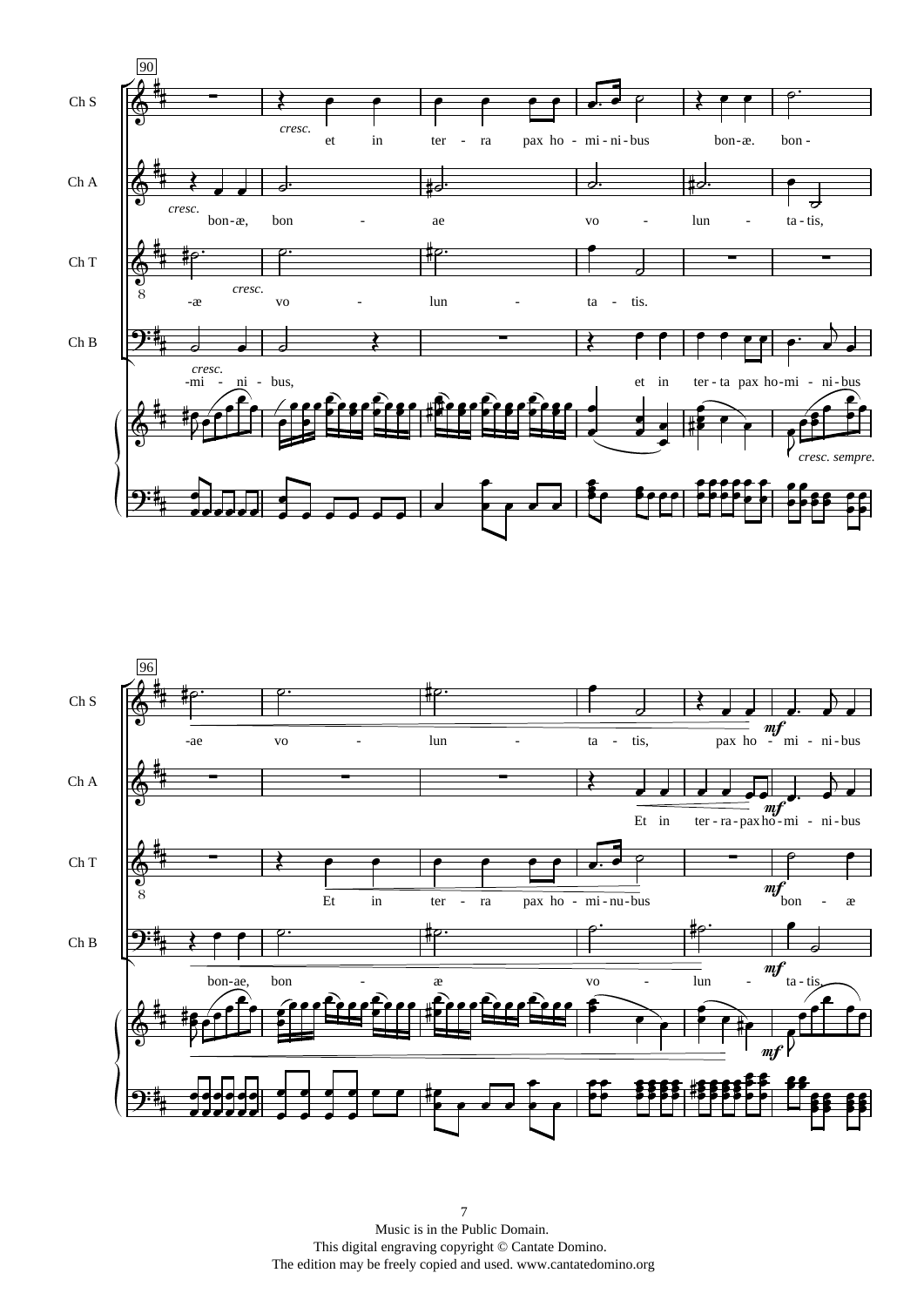**90**

Ch S: *cresc.* et in ter - ra pax ho - mi - ni - bus bon - æ. bon -

Ch A: *cresc.* bon - æ, bon - ae vo - lun - ta - tis,

Ch T: -æ *cresc.* vo - lun - ta - tis.

Ch B: *cresc.* -mi - ni - bus, et in ter - ta pax ho - mi - ni - bus

Piano: *cresc. sempre.*

**96**

Ch S: -ae vo - lun - ta - tis, pax ho - *mf* mi - ni - bus

Ch A: Et in ter - ra - pax ho - *mf* mi - ni - bus

Ch T: Et in ter - ra pax ho - mi - nu - bus *mf* bon - æ

Ch B: bon - ae, bon - æ vo - lun - *mf* ta - tis,

Piano: *mf*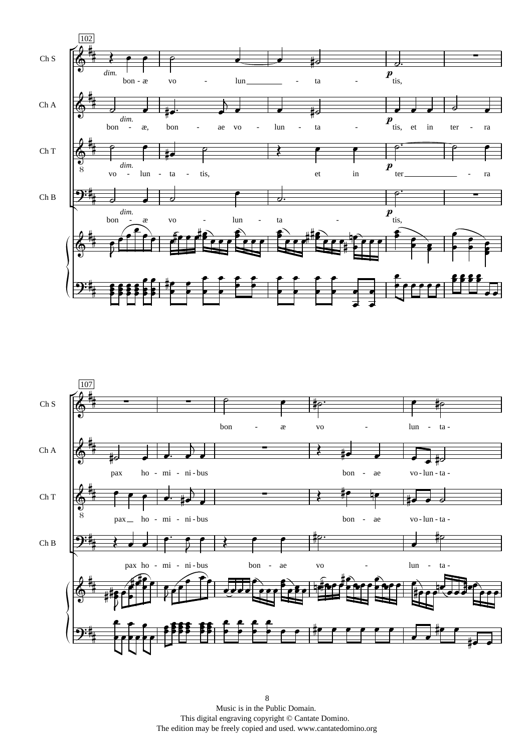Music is in the Public Domain.
This digital engraving copyright © Cantate Domino.
The edition may be freely copied and used. www.cantatedomino.org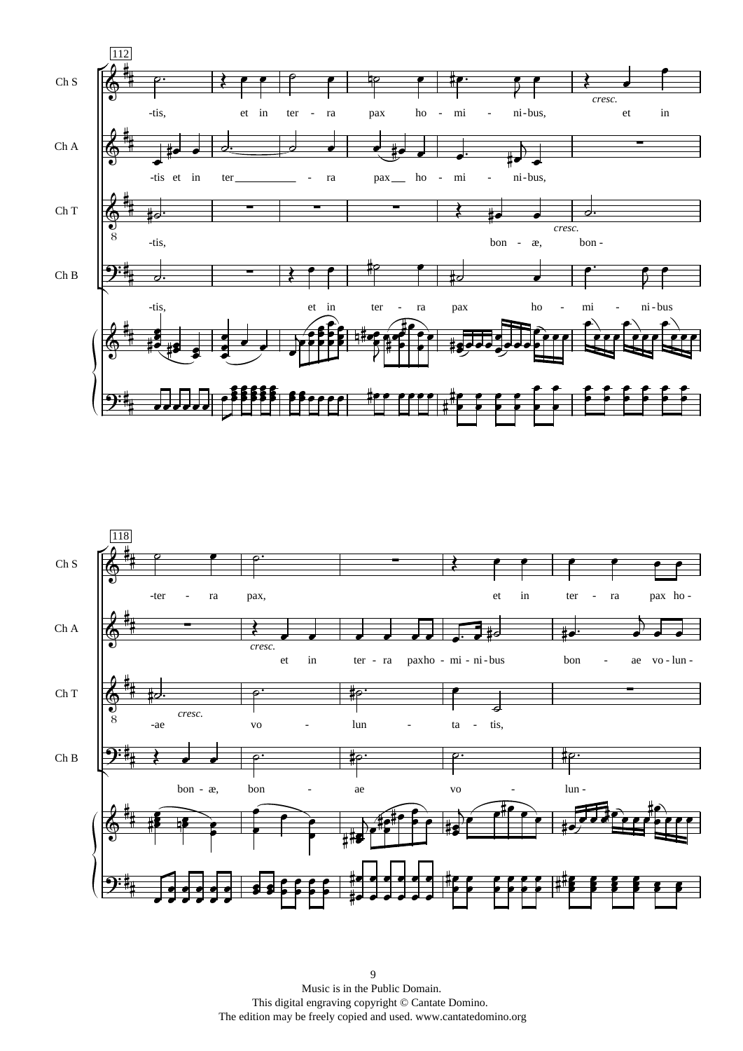112

Ch S: -tis, et in ter - ra pax ho - mi - ni-bus, *cresc.* et in

Ch A: -tis et in ter - ra pax ho - mi - ni-bus,

Ch T: -tis, bon - æ, *cresc.* bon -

Ch B: -tis, et in ter - ra pax ho - mi - ni-bus

118

Ch S: -ter - ra pax, et in ter - ra pax ho -

Ch A: *cresc.* et in ter - ra paxho - mi - ni-bus bon - ae vo-lun -

Ch T: -ae *cresc.* vo - lun - ta - tis,

Ch B: bon - æ, bon - ae vo - lun -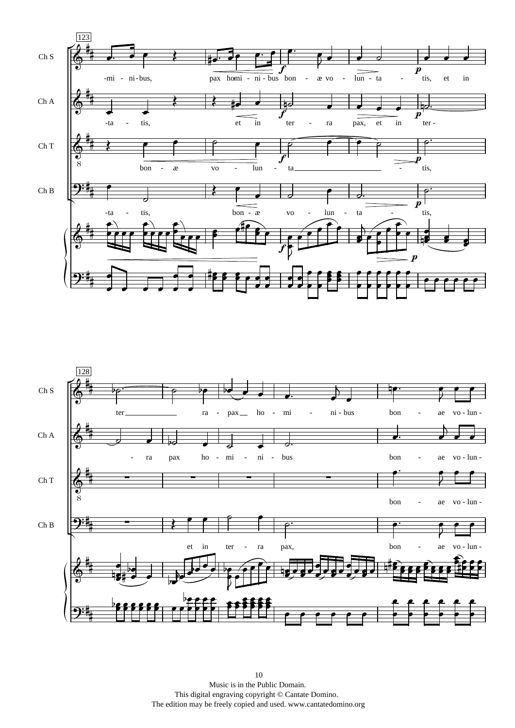Music is in the Public Domain.
This digital engraving copyright © Cantate Domino.
The edition may be freely copied and used. www.cantatedomino.org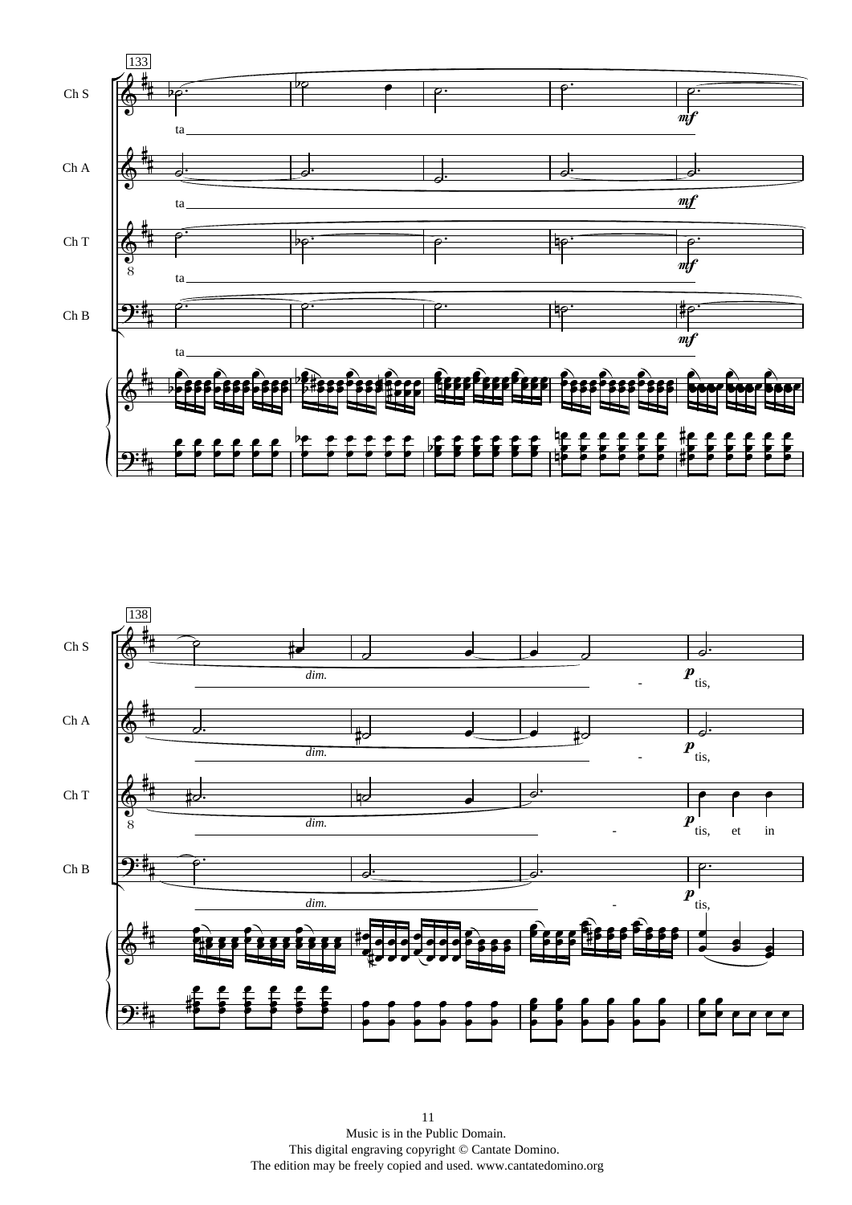133

Ch S

ta

*mf*

Ch A

ta

*mf*

Ch T

ta

*mf*

Ch B

ta

*mf*

138

Ch S

*dim.*

- *p* tis,

Ch A

*dim.*

- *p* tis,

Ch T

*dim.*

- *p* tis, et in

Ch B

*dim.*

- *p* tis,

Music is in the Public Domain.
This digital engraving copyright © Cantate Domino.
The edition may be freely copied and used. www.cantatedomino.org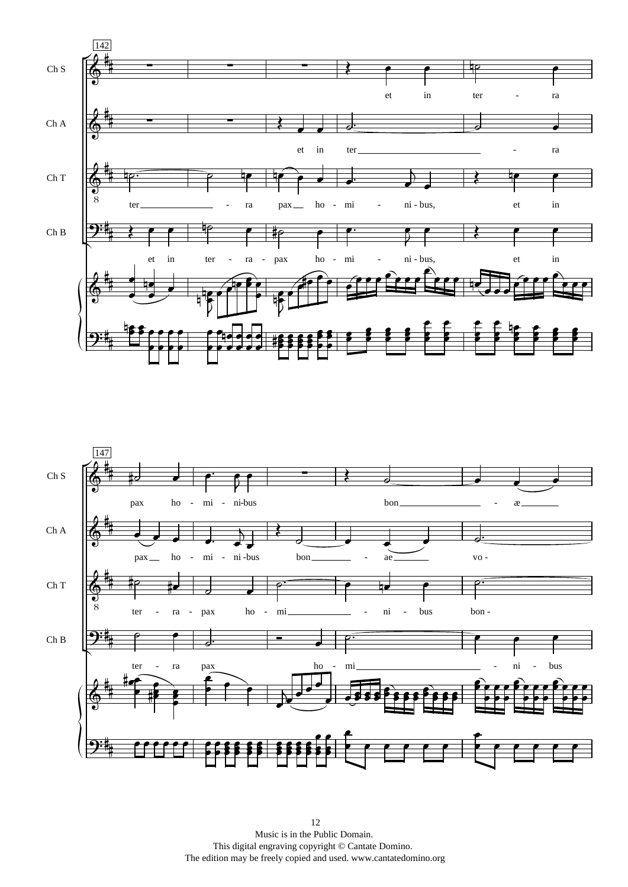Music is in the Public Domain.
This digital engraving copyright © Cantate Domino.
The edition may be freely copied and used. www.cantatedomino.org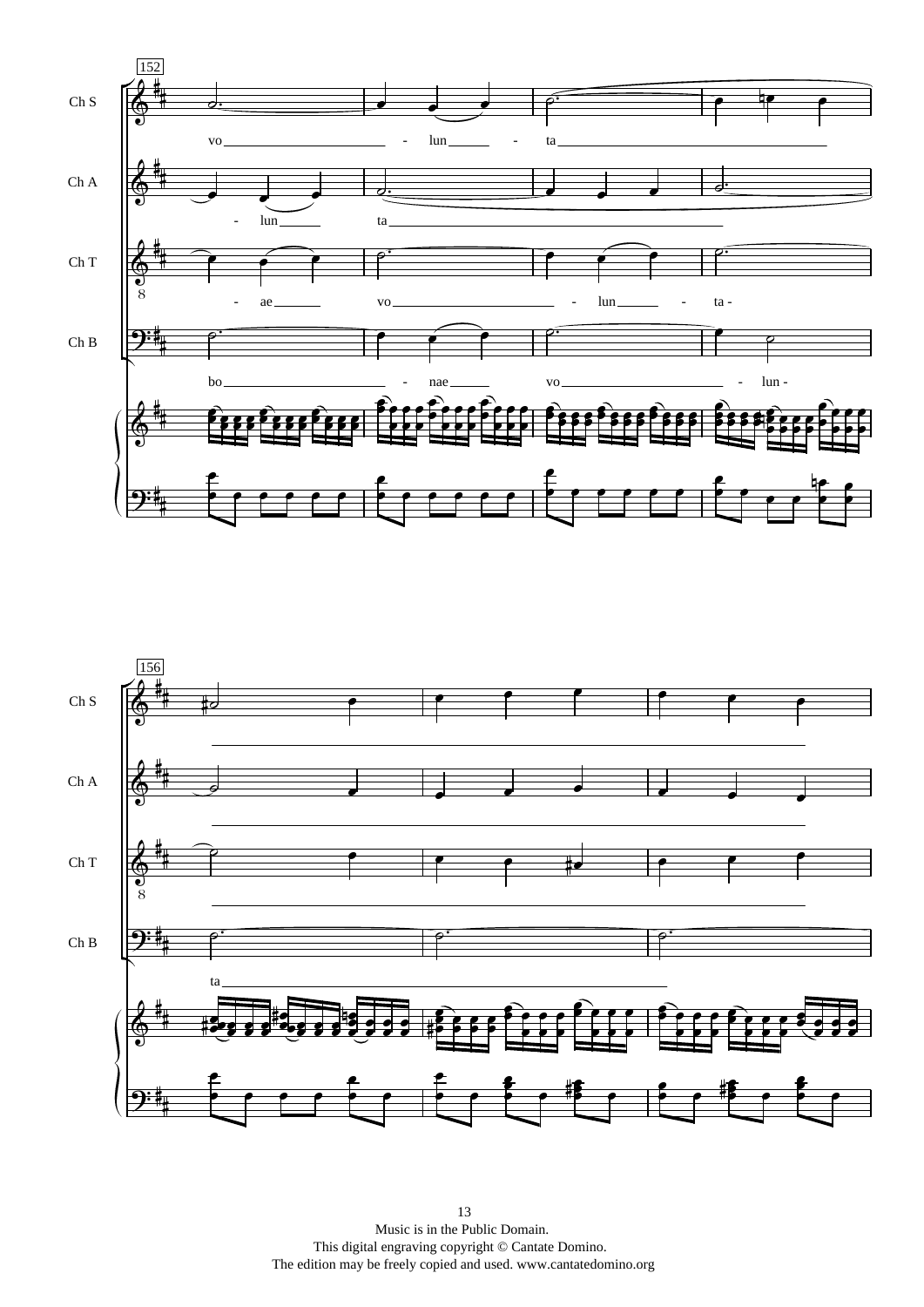152

Ch S: vo - lun - ta

Ch A: - lun ta

Ch T: - ae vo - lun - ta -

Ch B: bo - nae vo - lun -

156

Ch S

Ch A

Ch T

Ch B: ta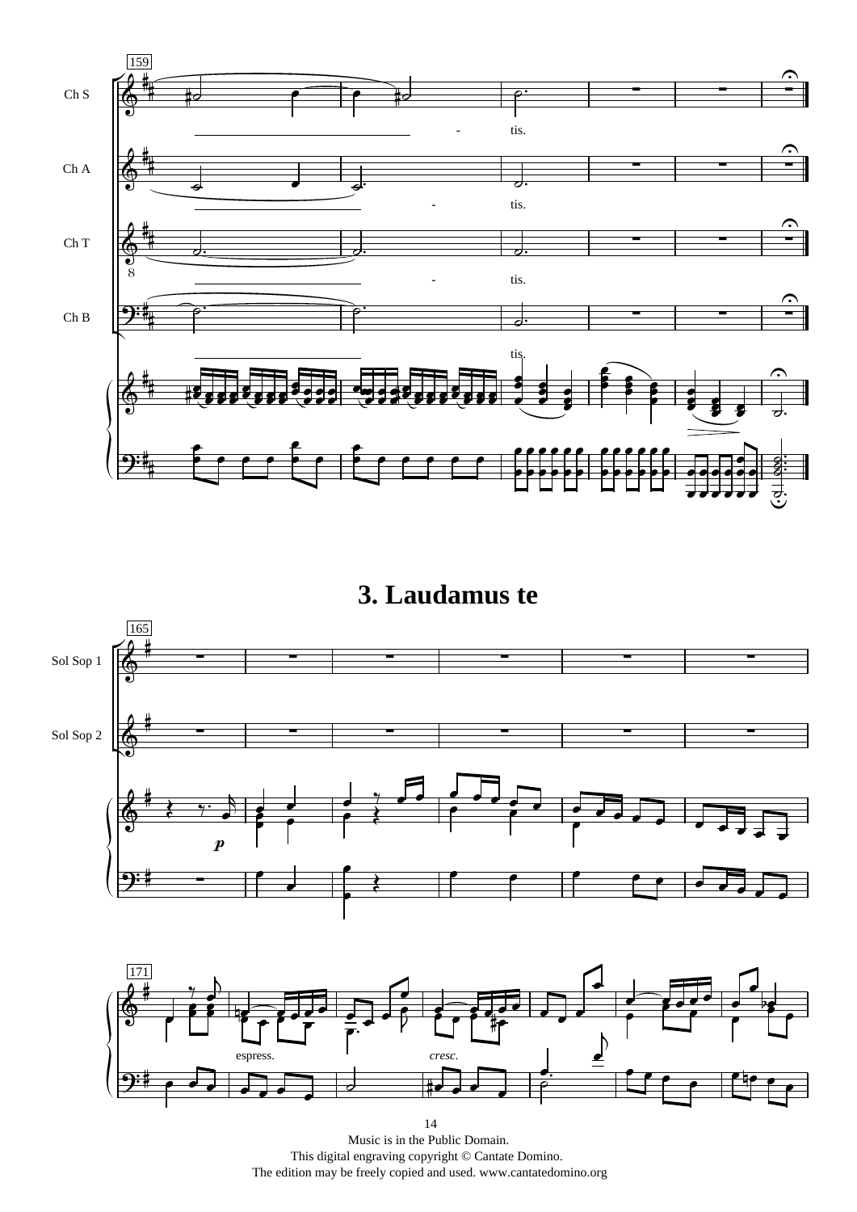# 3. Laudamus te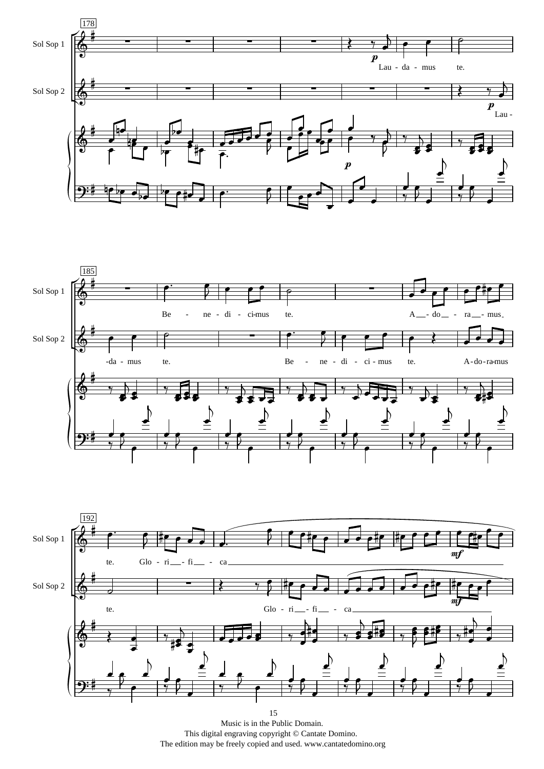Music is in the Public Domain.
This digital engraving copyright © Cantate Domino.
The edition may be freely copied and used. www.cantatedomino.org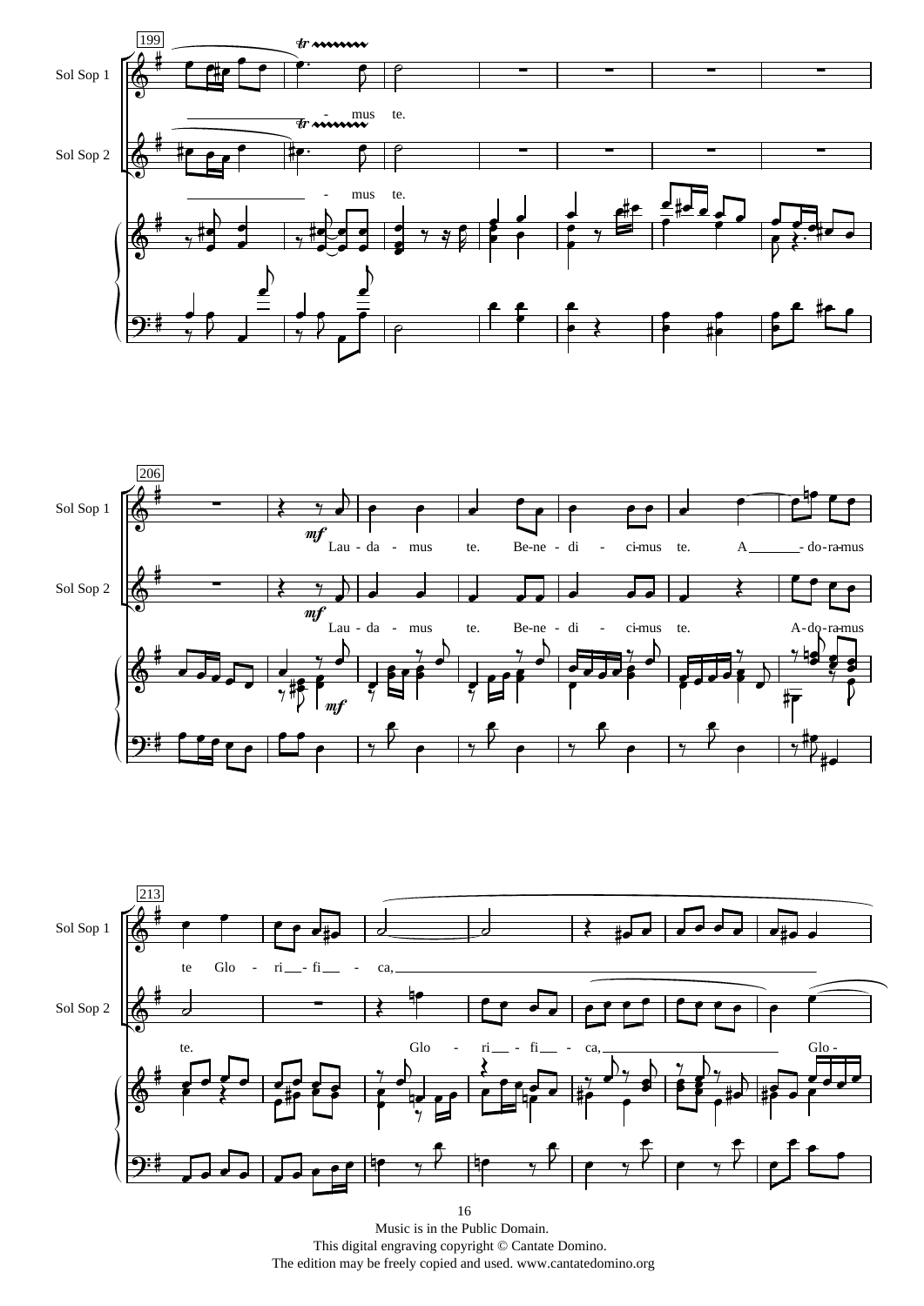Sol Sop 1

Sol Sop 2

199

- mus te.

- mus te.

206

Lau - da - mus te. Be-ne - di - ci-mus te. A - do-ra-mus

Lau - da - mus te. Be-ne - di - ci-mus te. A-do-ra-mus

213

te Glo - ri - fi - ca,

te. Glo - ri - fi - ca, Glo -

Music is in the Public Domain.
This digital engraving copyright © Cantate Domino.
The edition may be freely copied and used. www.cantatedomino.org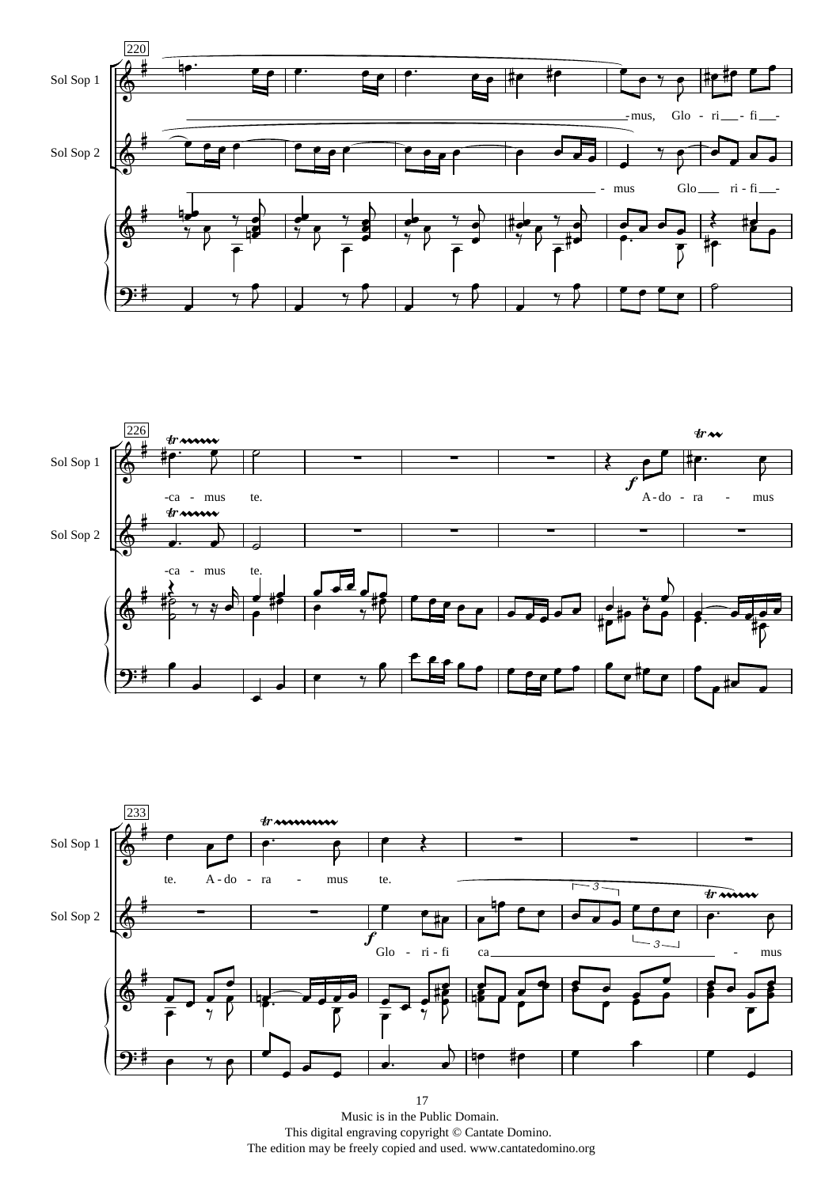Sol Sop 1: -mus, Glo - ri - fi - -ca - mus te. A - do - ra - mus te. A - do - ra - mus te.

Sol Sop 2: - mus Glo ri - fi - -ca - mus te. Glo - ri - fi ca - mus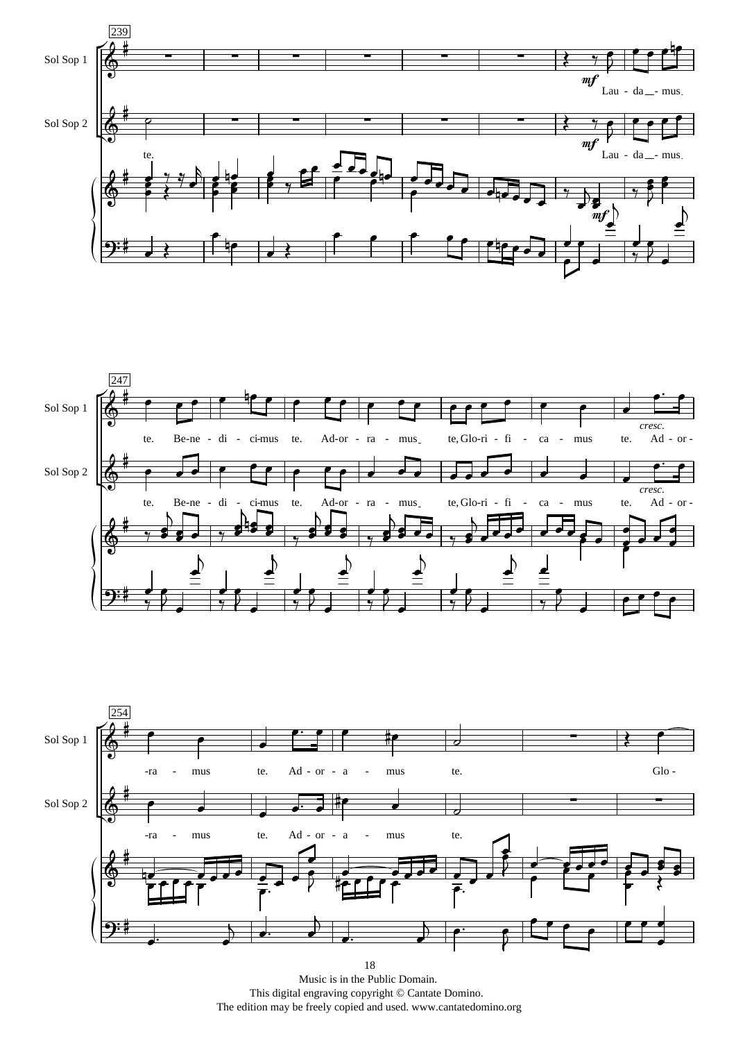Music is in the Public Domain.
This digital engraving copyright © Cantate Domino.
The edition may be freely copied and used. www.cantatedomino.org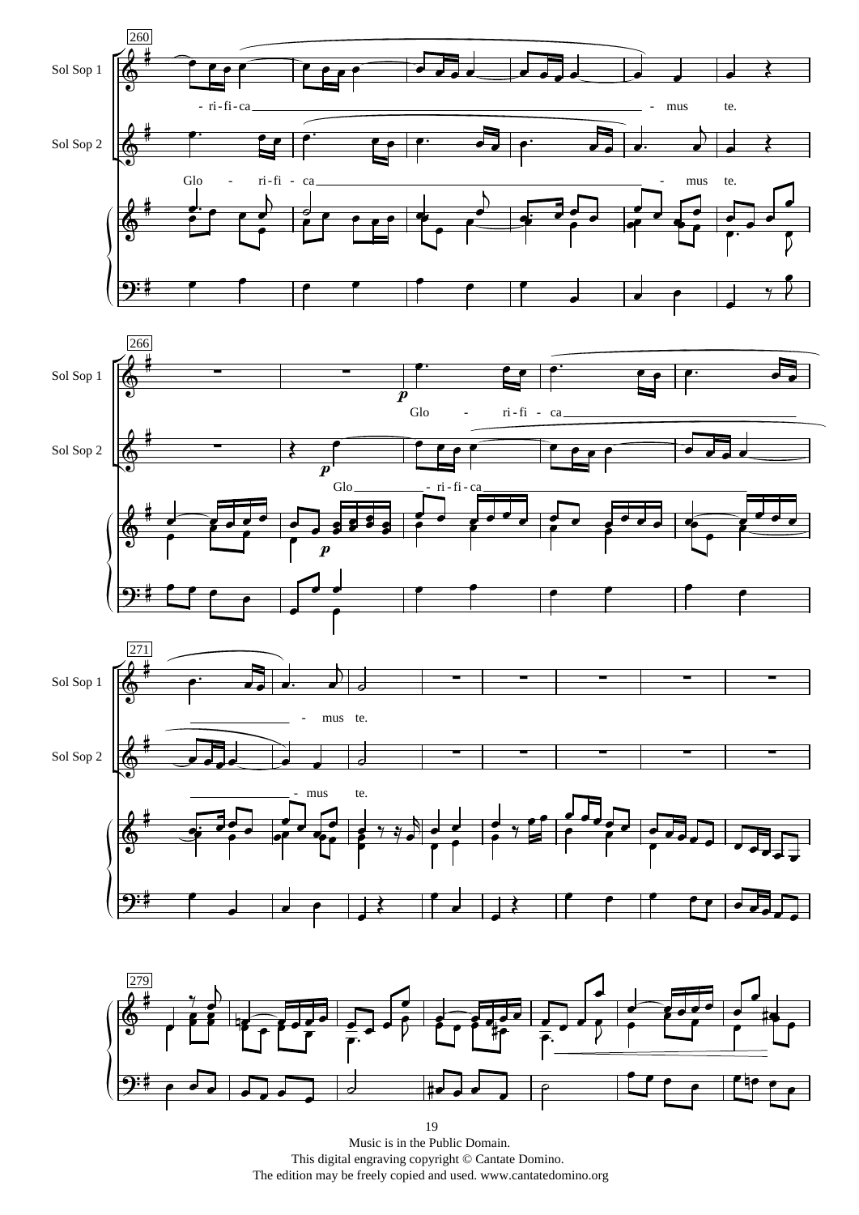Sol Sop 1

Sol Sop 2

260

- ri - fi - ca - mus te.

Glo - ri - fi - ca - mus te.

266

Glo - ri - fi - ca

Glo - ri - fi - ca

271

- mus te.

- mus te.

279

Music is in the Public Domain.
This digital engraving copyright © Cantate Domino.
The edition may be freely copied and used. www.cantatedomino.org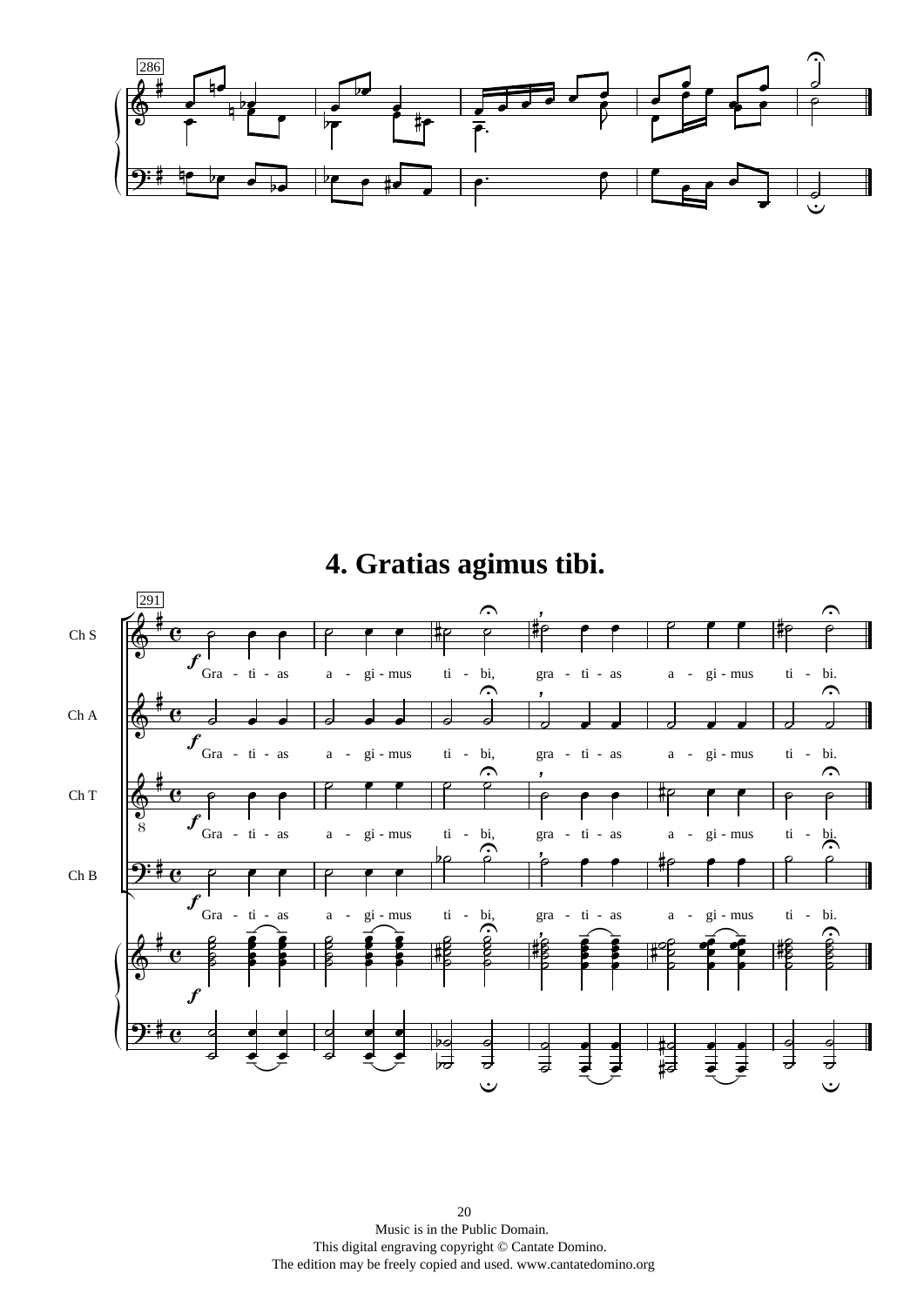## 4. Gratias agimus tibi.

Ch S: Gra - ti - as a - gi - mus ti - bi, gra - ti - as a - gi - mus ti - bi.

Ch A: Gra - ti - as a - gi - mus ti - bi, gra - ti - as a - gi - mus ti - bi.

Ch T: Gra - ti - as a - gi - mus ti - bi, gra - ti - as a - gi - mus ti - bi.

Ch B: Gra - ti - as a - gi - mus ti - bi, gra - ti - as a - gi - mus ti - bi.

Music is in the Public Domain.
This digital engraving copyright © Cantate Domino.
The edition may be freely copied and used. www.cantatedomino.org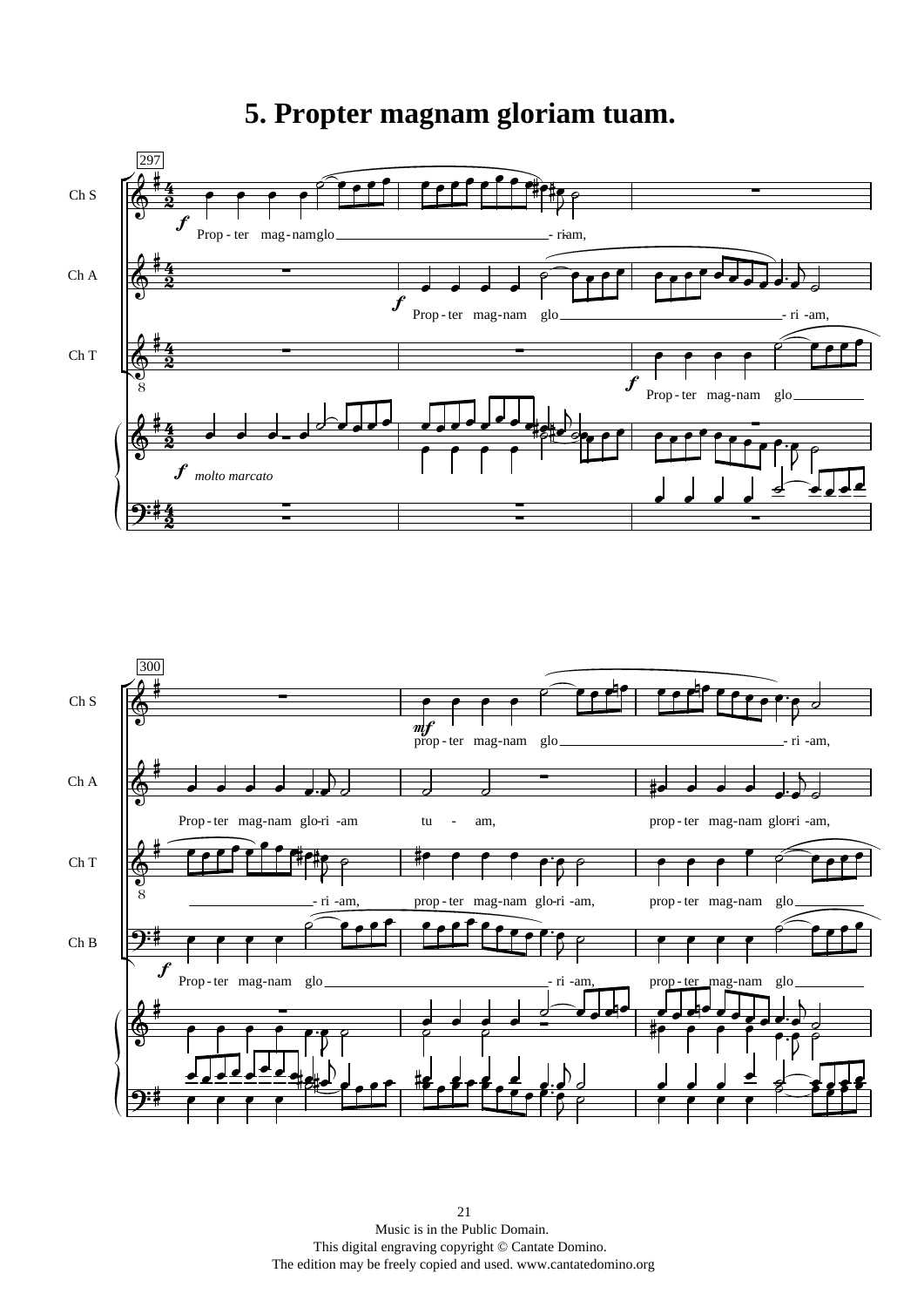# 5. Propter magnam gloriam tuam.

Music is in the Public Domain.
This digital engraving copyright © Cantate Domino.
The edition may be freely copied and used. www.cantatedomino.org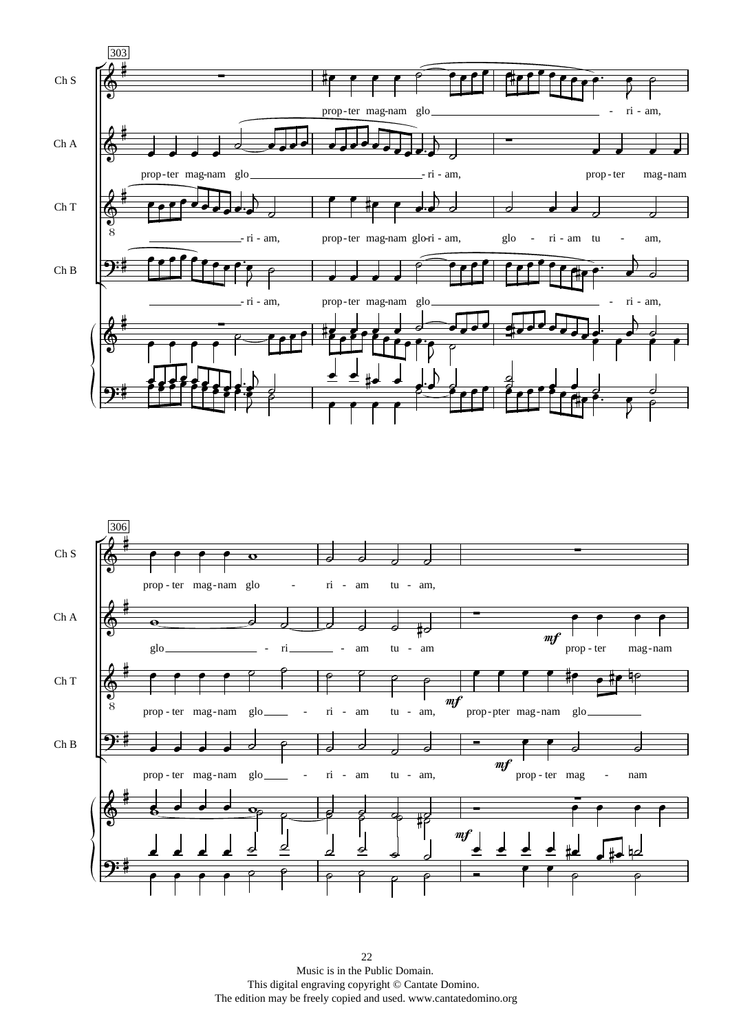Music is in the Public Domain.
This digital engraving copyright © Cantate Domino.
The edition may be freely copied and used. www.cantatedomino.org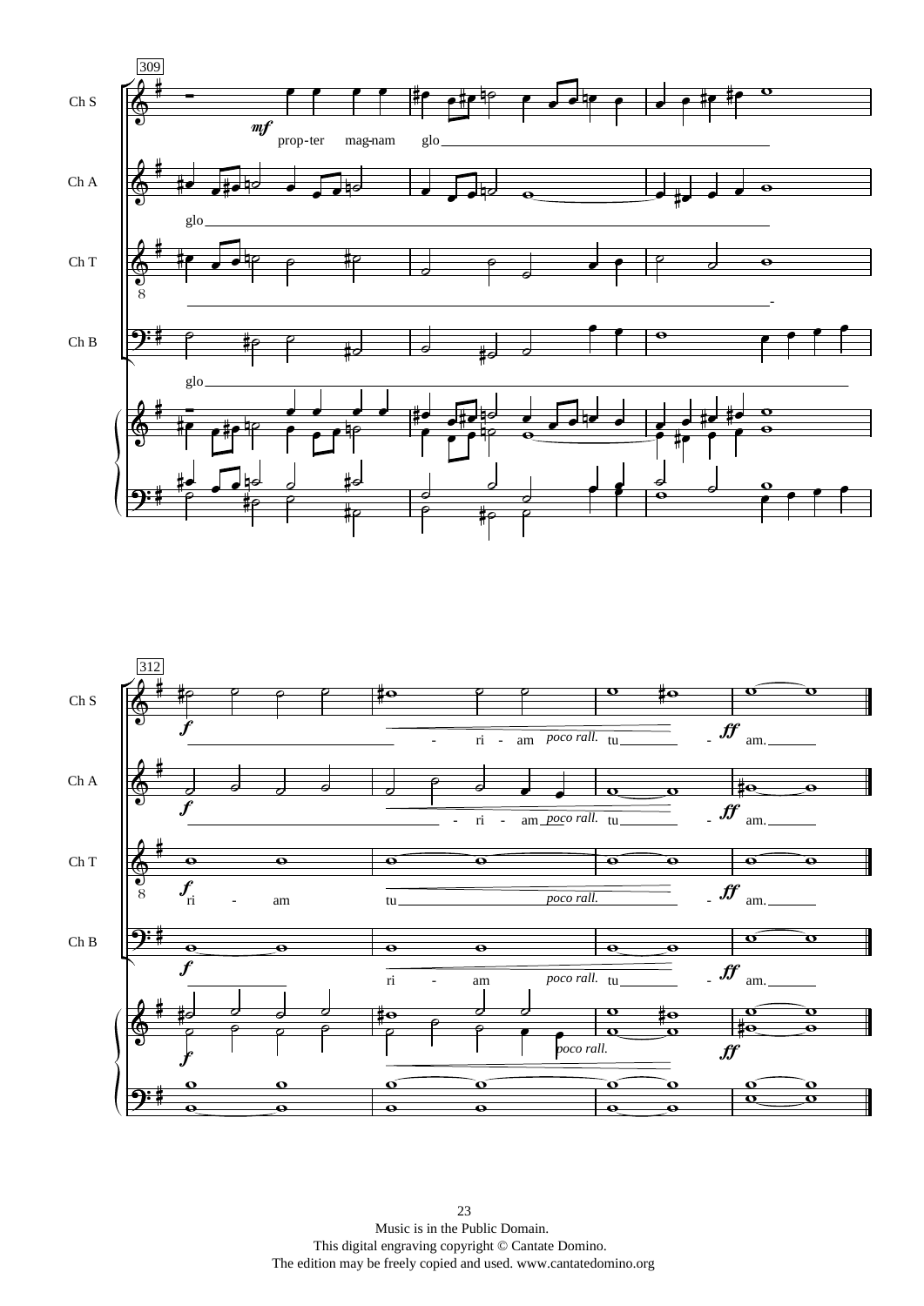Music is in the Public Domain.
This digital engraving copyright © Cantate Domino.
The edition may be freely copied and used. www.cantatedomino.org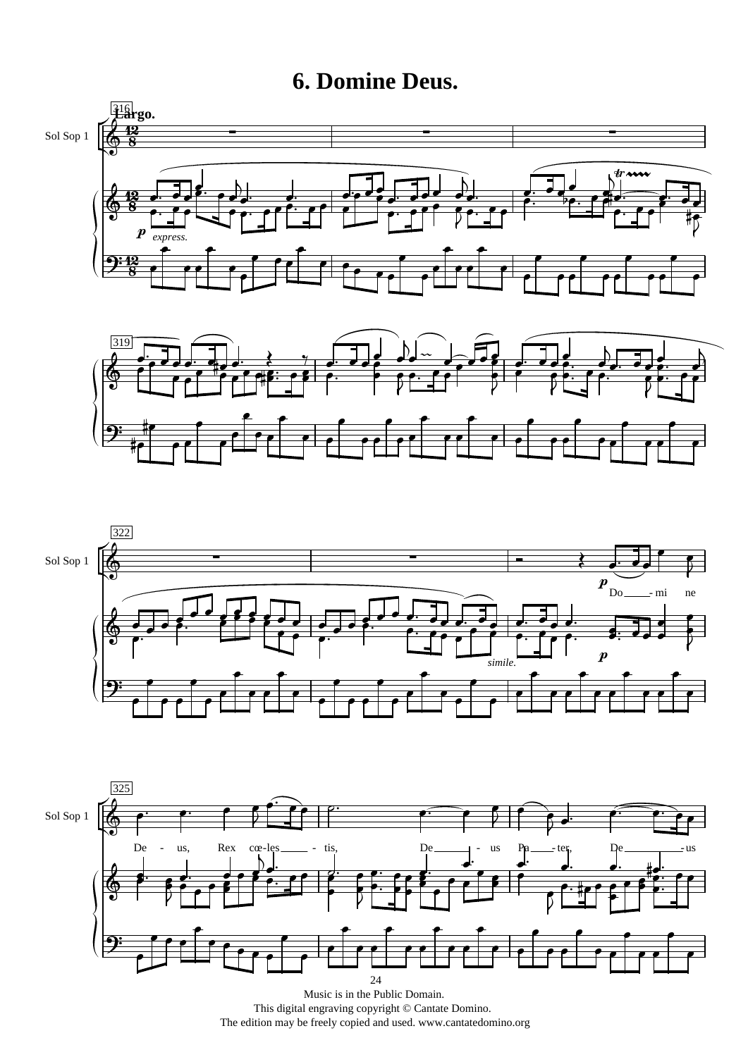# 6. Domine Deus.

Largo.

Sol Sop 1

*p* *express.*

*simile.*

*p* Do - mi ne

De - us, Rex cœ-les - tis, De - us Pa - ter, De - us

Music is in the Public Domain.
This digital engraving copyright © Cantate Domino.
The edition may be freely copied and used. www.cantatedomino.org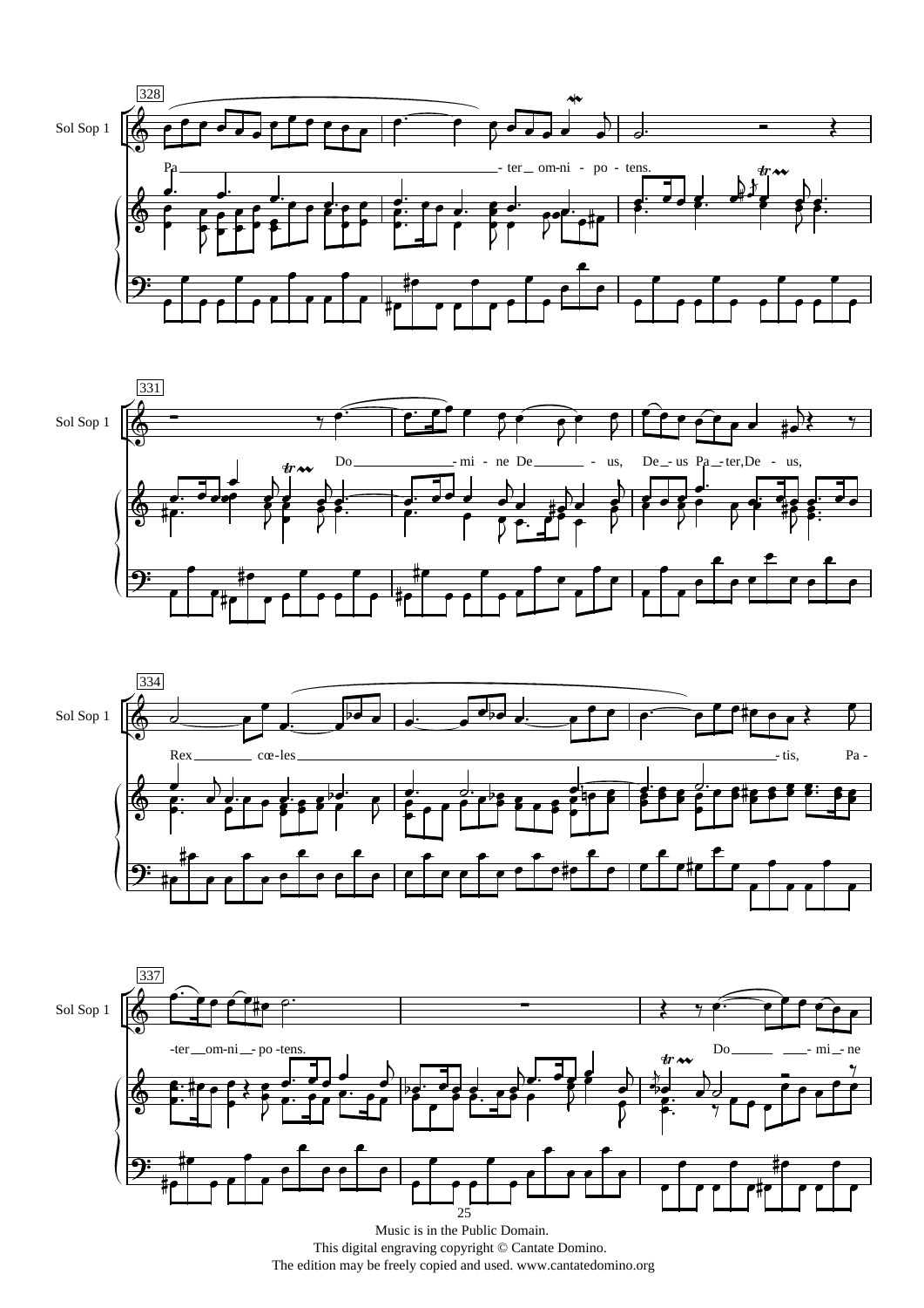Music is in the Public Domain.
This digital engraving copyright © Cantate Domino.
The edition may be freely copied and used. www.cantatedomino.org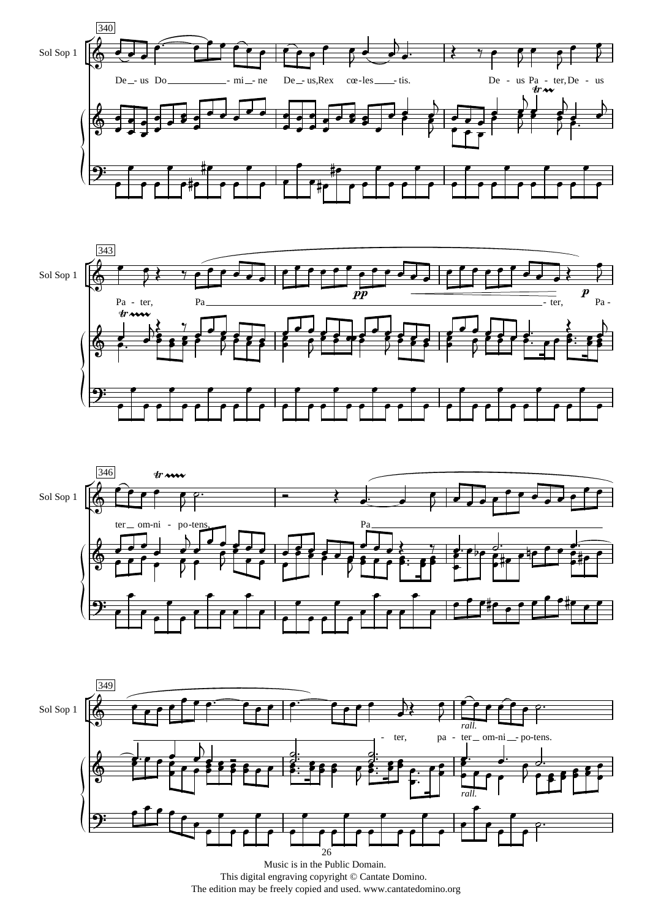Music is in the Public Domain.
This digital engraving copyright © Cantate Domino.
The edition may be freely copied and used. www.cantatedomino.org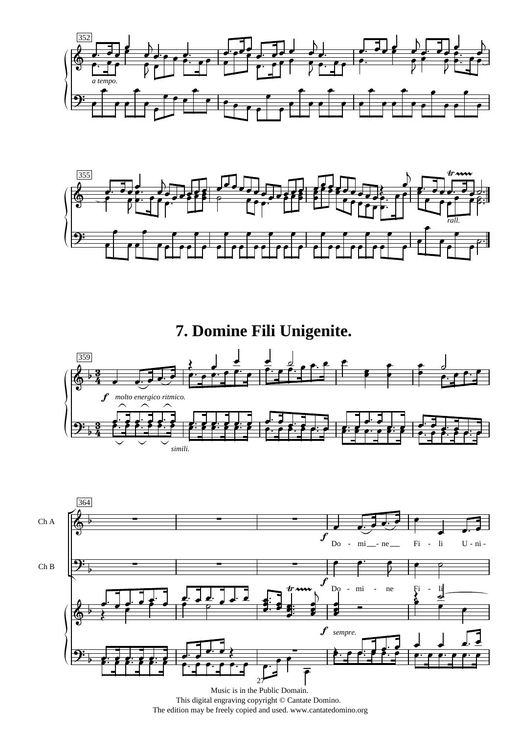# 7. Domine Fili Unigenite.

Music is in the Public Domain.
This digital engraving copyright © Cantate Domino.
The edition may be freely copied and used. www.cantatedomino.org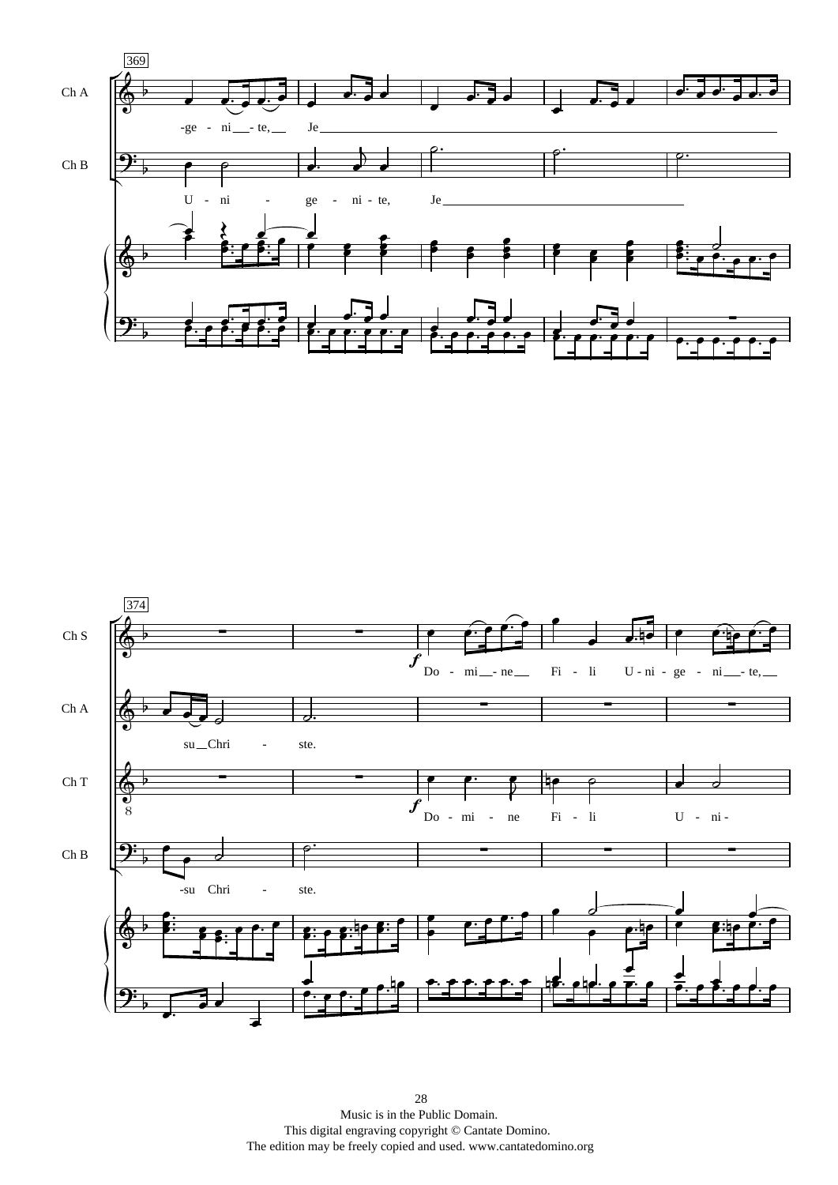369

Ch A

-ge - ni - te, Je

Ch B

U - ni - ge - ni - te, Je

374

Ch S

Do - mi - ne Fi - li U - ni - ge - ni - te,

Ch A

su Chri - ste.

Ch T

Do - mi - ne Fi - li U - ni -

Ch B

-su Chri - ste.

Music is in the Public Domain.
This digital engraving copyright © Cantate Domino.
The edition may be freely copied and used. www.cantatedomino.org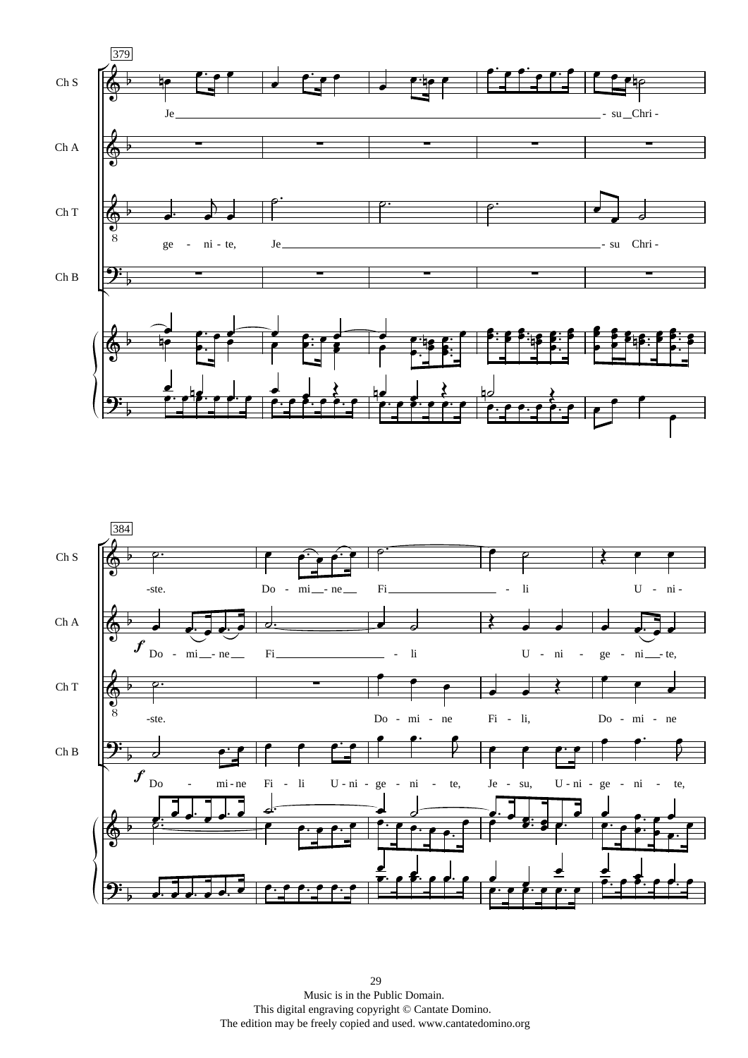379

Ch S: Je - su Chri -

Ch A:

Ch T: ge - ni - te, Je - su Chri -

Ch B:

384

Ch S: -ste. Do - mi - ne Fi - li U - ni -

Ch A: *f* Do - mi - ne Fi - li U - ni - ge - ni - te,

Ch T: -ste. Do - mi - ne Fi - li, Do - mi - ne

Ch B: *f* Do - mi - ne Fi - li U - ni - ge - ni - te, Je - su, U - ni - ge - ni - te,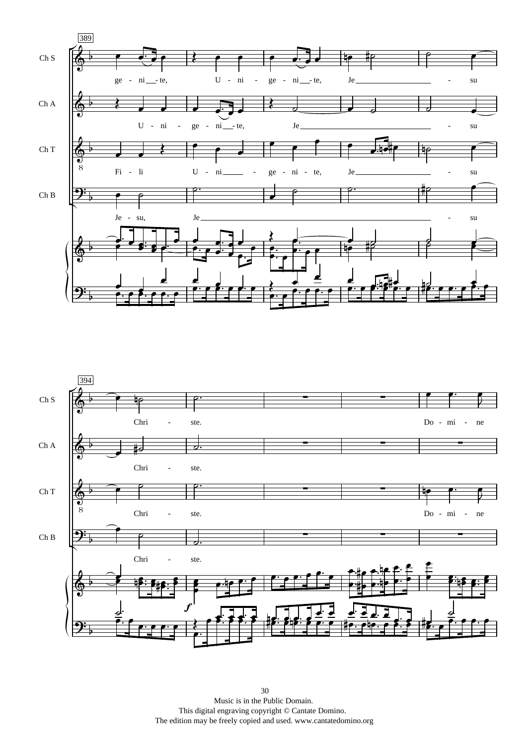389

Ch S: ge - ni - te, U - ni - ge - ni - te, Je - su

Ch A: U - ni - ge - ni - te, Je - su

Ch T: Fi - li U - ni - ge - ni - te, Je - su

Ch B: Je - su, Je - su

394

Ch S: Chri - ste. Do - mi - ne

Ch A: Chri - ste.

Ch T: Chri - ste. Do - mi - ne

Ch B: Chri - ste.

*f*

Music is in the Public Domain.
This digital engraving copyright © Cantate Domino.
The edition may be freely copied and used. www.cantatedomino.org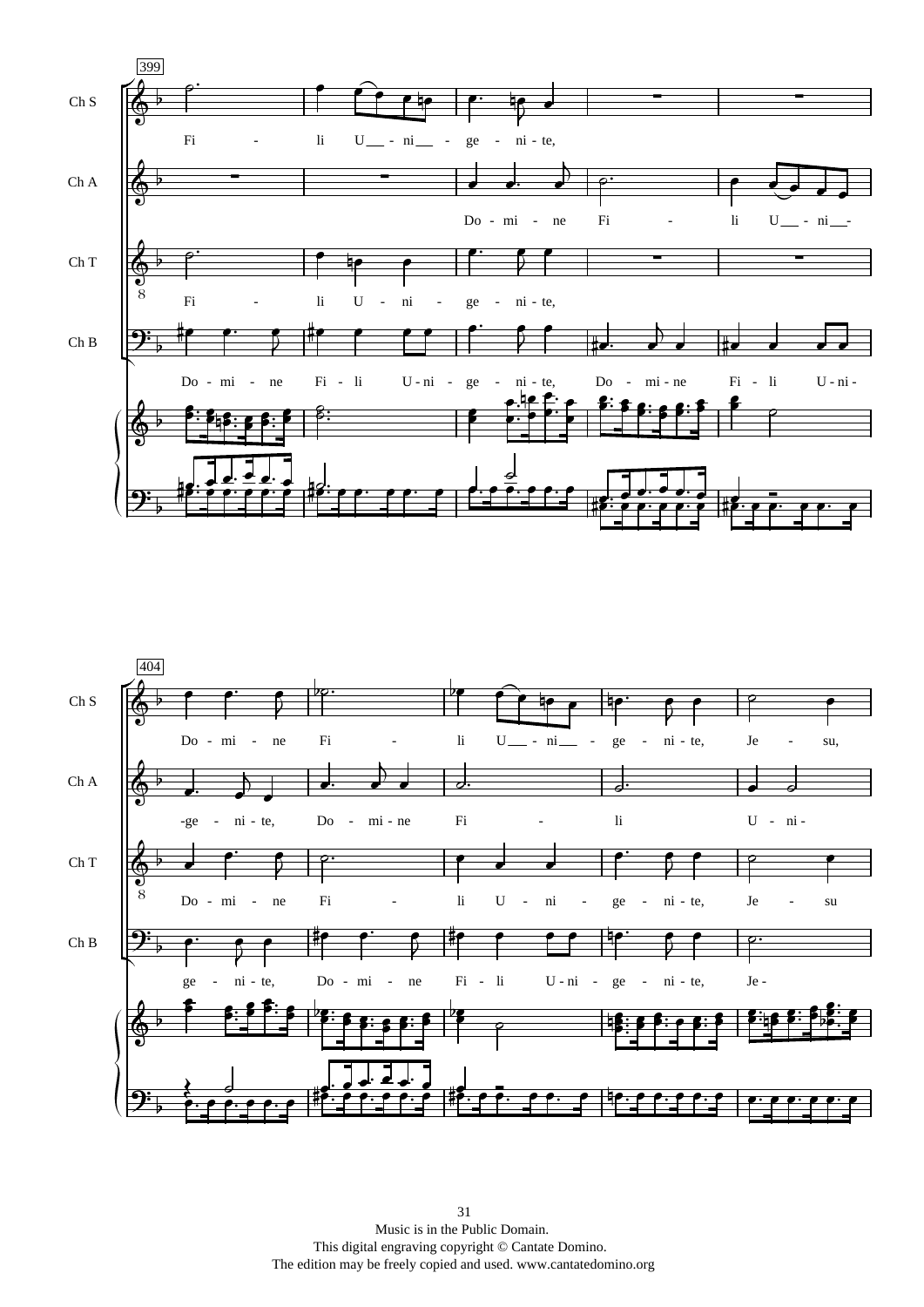399

Ch S: Fi - li U - ni - ge - ni - te,

Ch A: Do - mi - ne Fi - li U - ni -

Ch T: Fi - li U - ni - ge - ni - te,

Ch B: Do - mi - ne Fi - li U - ni - ge - ni - te, Do - mi - ne Fi - li U - ni -

404

Ch S: Do - mi - ne Fi - li U - ni - ge - ni - te, Je - su,

Ch A: -ge - ni - te, Do - mi - ne Fi - li U - ni -

Ch T: Do - mi - ne Fi - li U - ni - ge - ni - te, Je - su

Ch B: ge - ni - te, Do - mi - ne Fi - li U - ni - ge - ni - te, Je -

Music is in the Public Domain.
This digital engraving copyright © Cantate Domino.
The edition may be freely copied and used. www.cantatedomino.org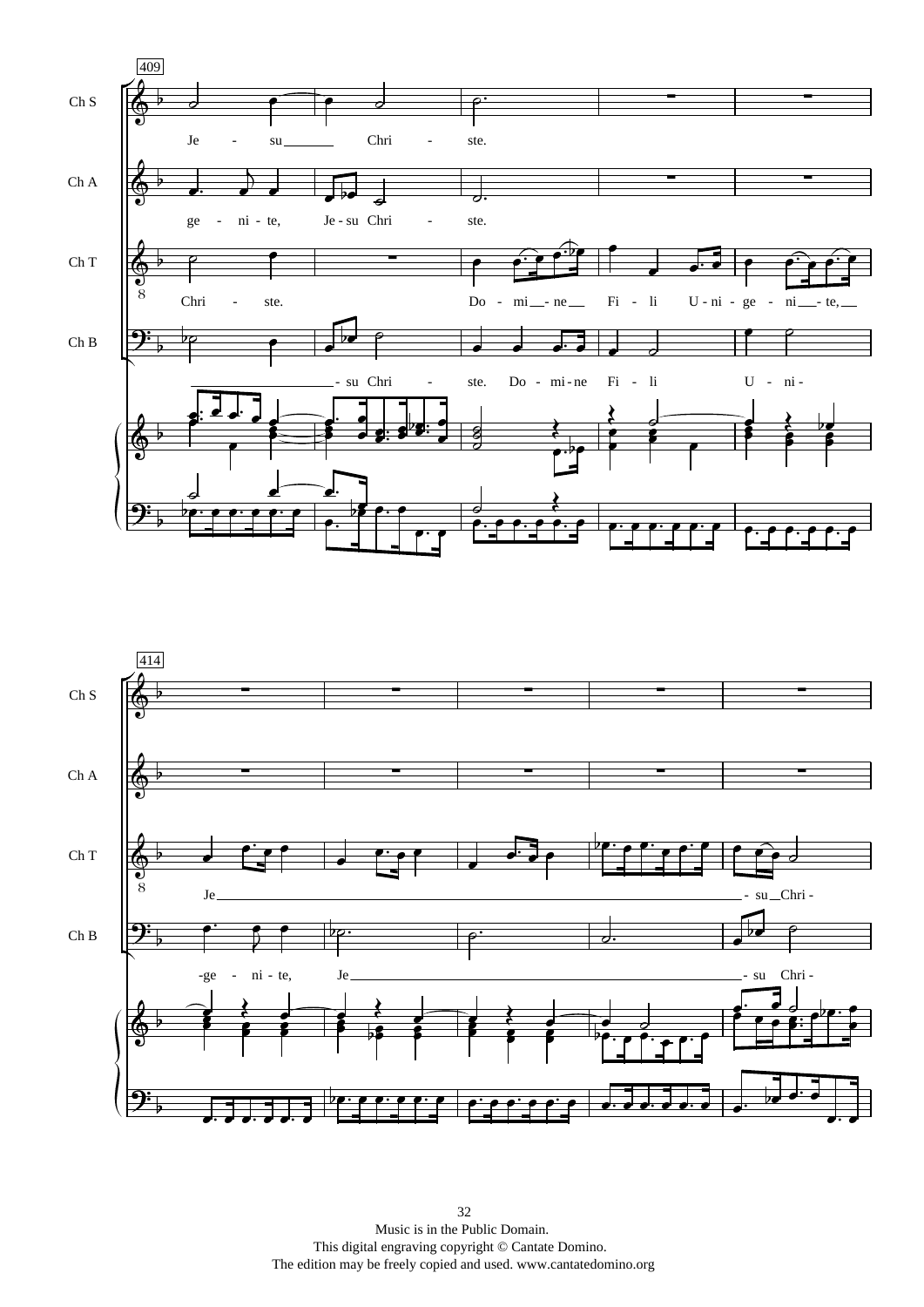409

Ch S: Je - su Chri - ste.

Ch A: ge - ni - te, Je - su Chri - ste.

Ch T: Chri - ste. Do - mi - ne Fi - li U - ni - ge - ni - te,

Ch B: - su Chri - ste. Do - mi - ne Fi - li U - ni -

414

Ch T: Je - su Chri -

Ch B: -ge - ni - te, Je - su Chri -

Music is in the Public Domain.
This digital engraving copyright © Cantate Domino.
The edition may be freely copied and used. www.cantatedomino.org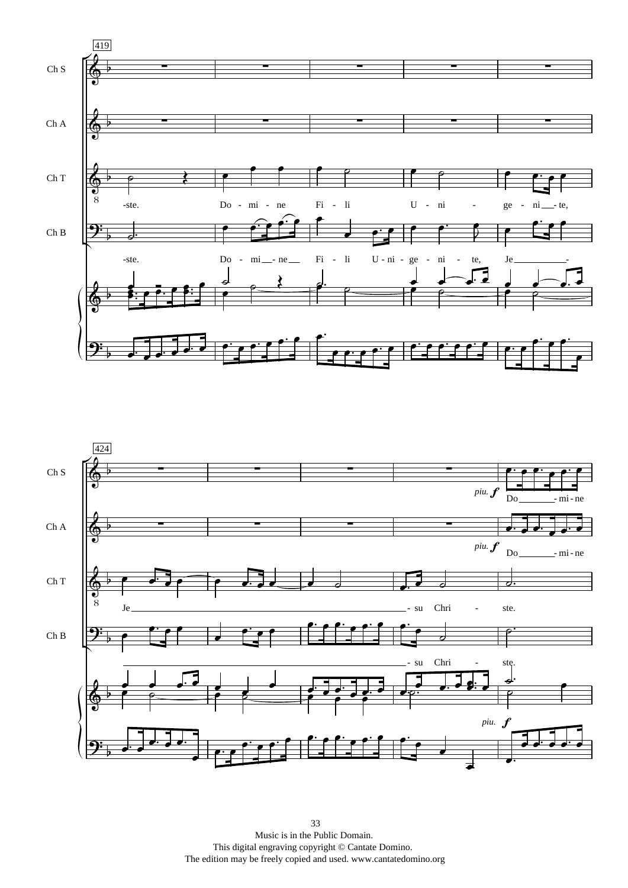419

Ch S

Ch A

Ch T — -ste. Do - mi - ne Fi - li U - ni - ge - ni_ - te,

Ch B — -ste. Do - mi_ - ne_ Fi - li U - ni - ge - ni - te, Je_-

424

Ch S — *piu.* ***f*** Do_ - mi - ne

Ch A — *piu.* ***f*** Do_ - mi - ne

Ch T — Je_ - su Chri - ste.

Ch B — _ - su Chri - ste.

*piu.* ***f***

Music is in the Public Domain.
This digital engraving copyright © Cantate Domino.
The edition may be freely copied and used. www.cantatedomino.org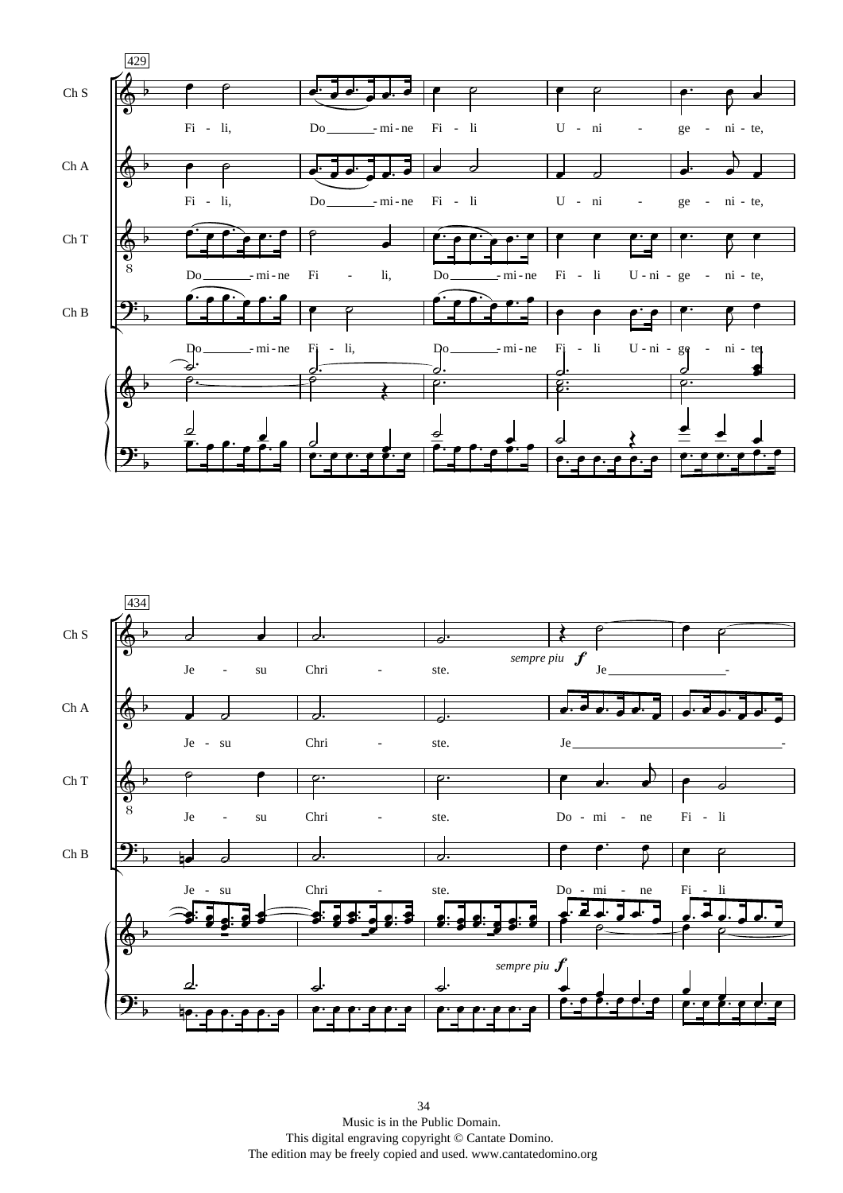429

Ch S: Fi - li, Do - mi - ne Fi - li U - ni - ge - ni - te,

Ch A: Fi - li, Do - mi - ne Fi - li U - ni - ge - ni - te,

Ch T: Do - mi - ne Fi - li, Do - mi - ne Fi - li U - ni - ge - ni - te,

Ch B: Do - mi - ne Fi - li, Do - mi - ne Fi - li U - ni - ge - ni - te,

434

Ch S: Je - su Chri - ste. *sempre piu* ***f*** Je -

Ch A: Je - su Chri - ste. Je -

Ch T: Je - su Chri - ste. Do - mi - ne Fi - li

Ch B: Je - su Chri - ste. Do - mi - ne Fi - li

*sempre piu* ***f***

Music is in the Public Domain.
This digital engraving copyright © Cantate Domino.
The edition may be freely copied and used. www.cantatedomino.org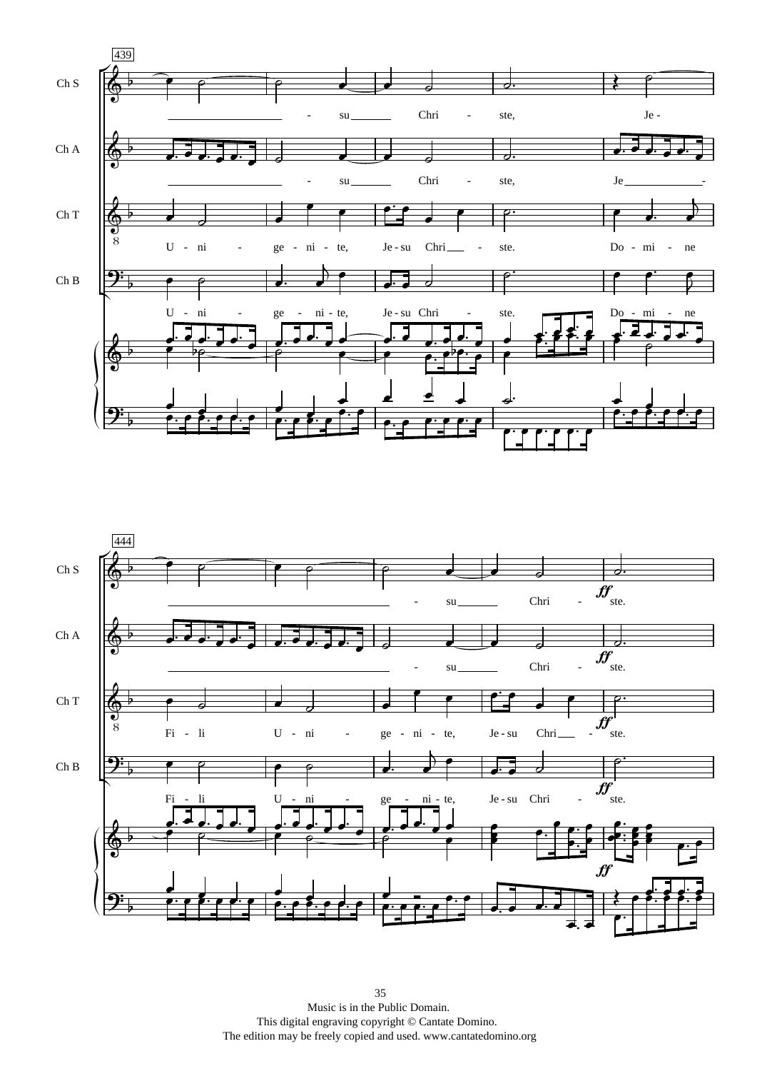439

Ch S: — - su — Chri - ste, Je -

Ch A: — - su — Chri - ste, Je —

Ch T: U - ni - ge - ni - te, Je - su Chri — - ste. Do - mi - ne

Ch B: U - ni - ge - ni - te, Je - su Chri - ste. Do - mi - ne

444

Ch S: — - su — Chri - ste.

Ch A: — - su — Chri - ste.

Ch T: Fi - li U - ni - ge - ni - te, Je - su Chri — - ste.

Ch B: Fi - li U - ni - ge - ni - te, Je - su Chri - ste.

*ff*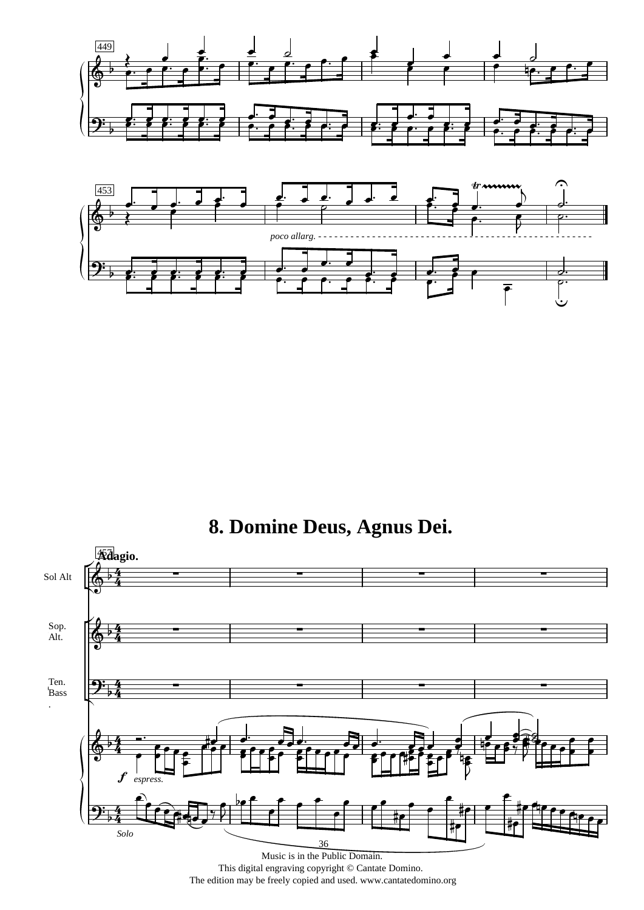## 8. Domine Deus, Agnus Dei.

Music is in the Public Domain.
This digital engraving copyright © Cantate Domino.
The edition may be freely copied and used. www.cantatedomino.org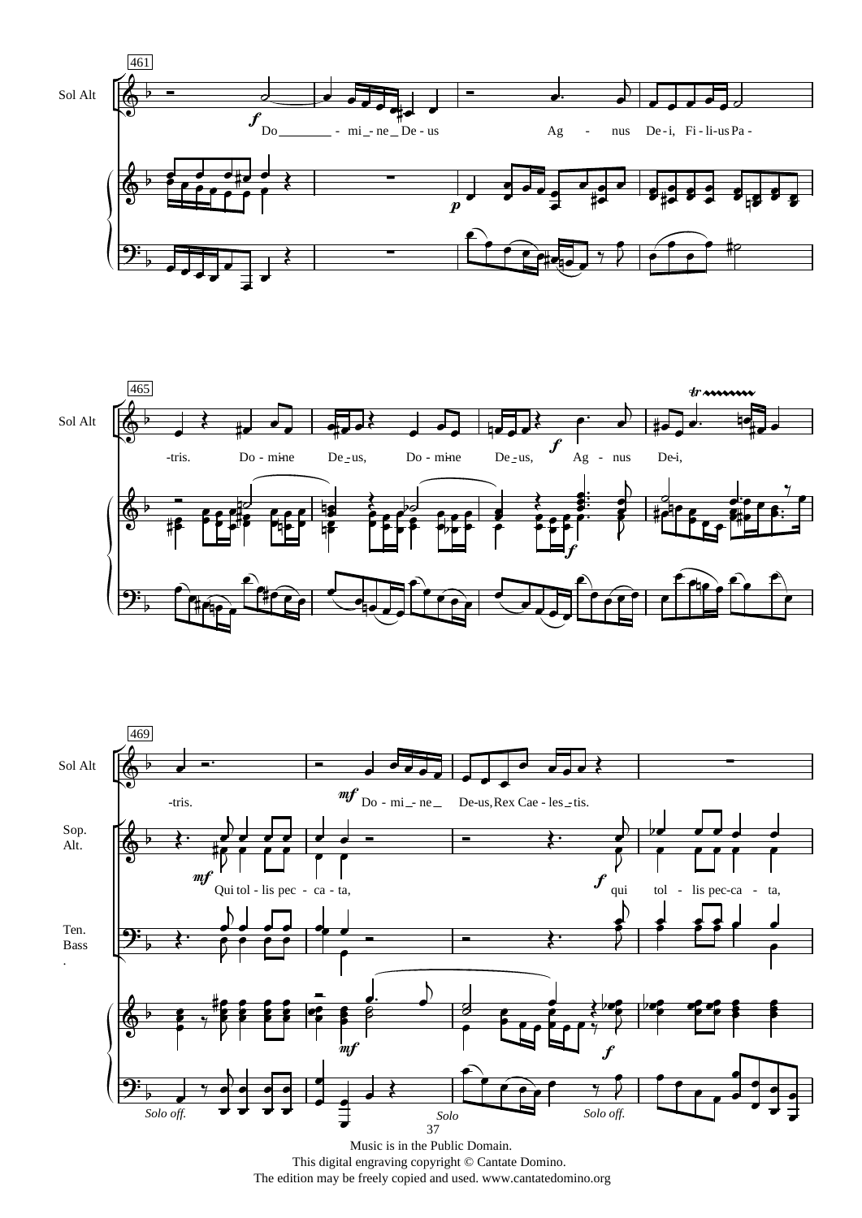Music is in the Public Domain.
This digital engraving copyright © Cantate Domino.
The edition may be freely copied and used. www.cantatedomino.org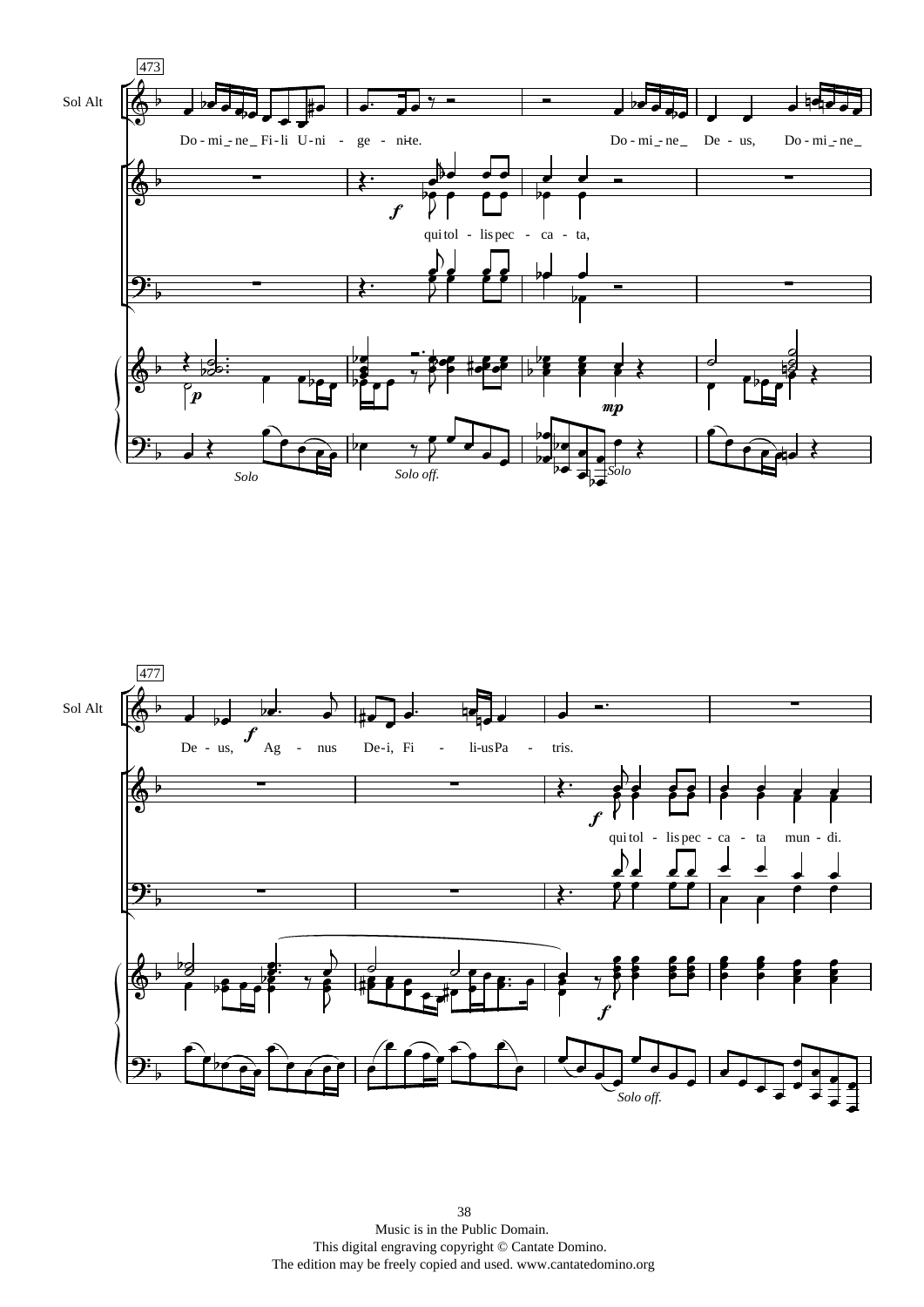473

Sol Alt

Do - mi - ne Fi - li U - ni - ge - ni - te.

Do - mi - ne De - us, Do - mi - ne

qui tol - lis pec - ca - ta,

*Solo*

*Solo off.*

*Solo*

477

Sol Alt

De - us, Ag - nus De - i, Fi - li - us Pa - tris.

qui tol - lis pec - ca - ta mun - di.

*Solo off.*

Music is in the Public Domain.
This digital engraving copyright © Cantate Domino.
The edition may be freely copied and used. www.cantatedomino.org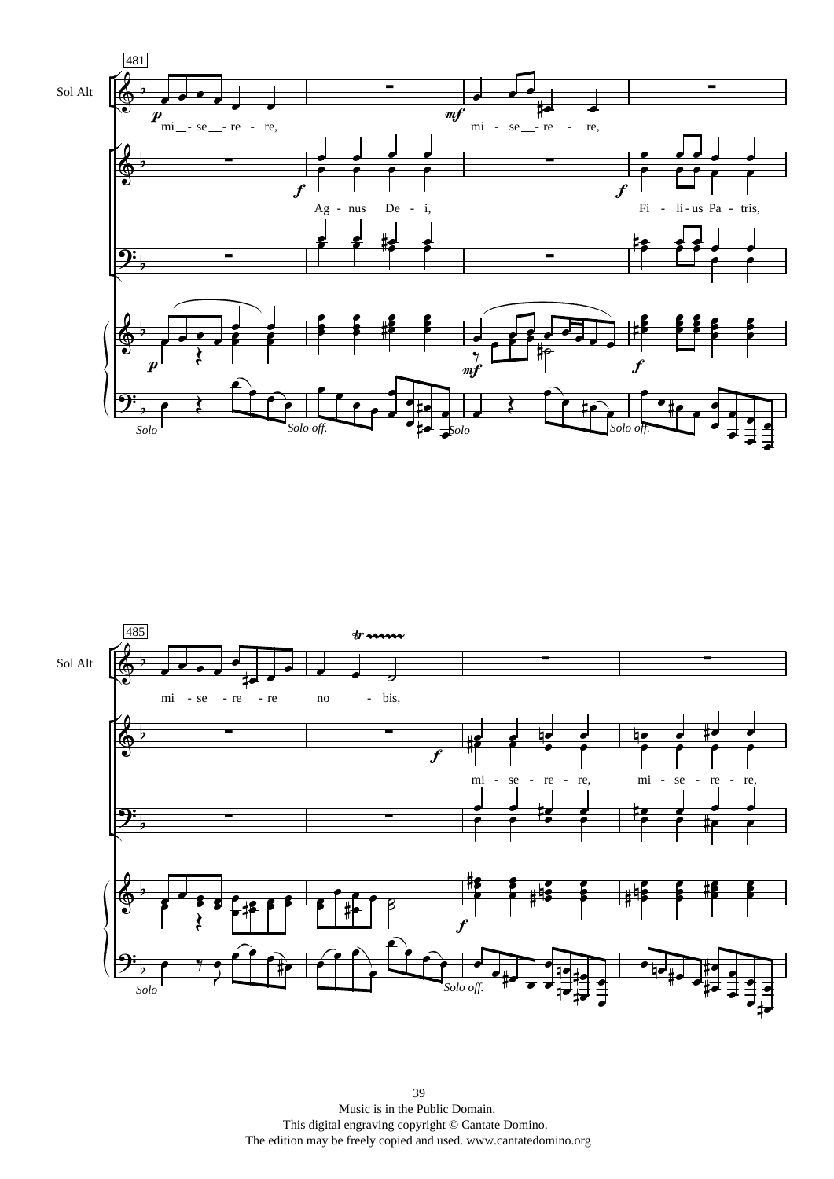481

Sol Alt

*p* mi - se - re - re, *mf* mi - se - re - re,

*f* Ag - nus De - i, *f* Fi - li - us Pa - tris,

*p* *mf* *f*

*Solo* *Solo off.* *Solo* *Solo off.*

485

Sol Alt

mi - se - re - re no - bis,

*f* mi - se - re - re, mi - se - re - re,

*f*

*Solo* *Solo off.*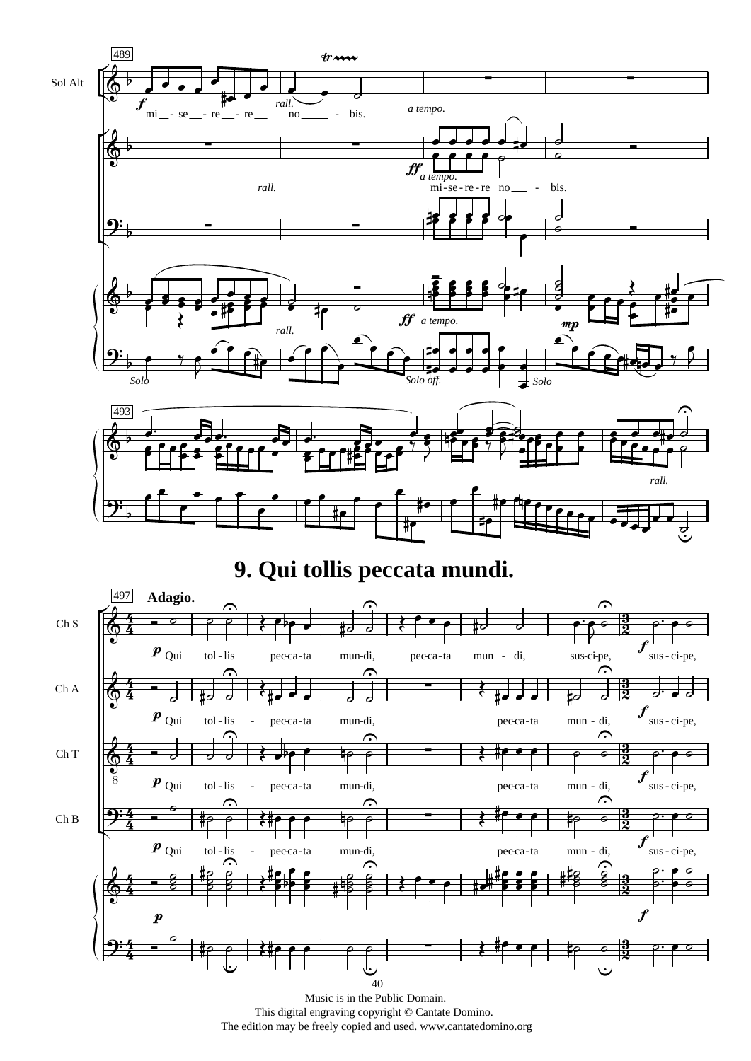# 9. Qui tollis peccata mundi.

Music is in the Public Domain.
This digital engraving copyright © Cantate Domino.
The edition may be freely copied and used. www.cantatedomino.org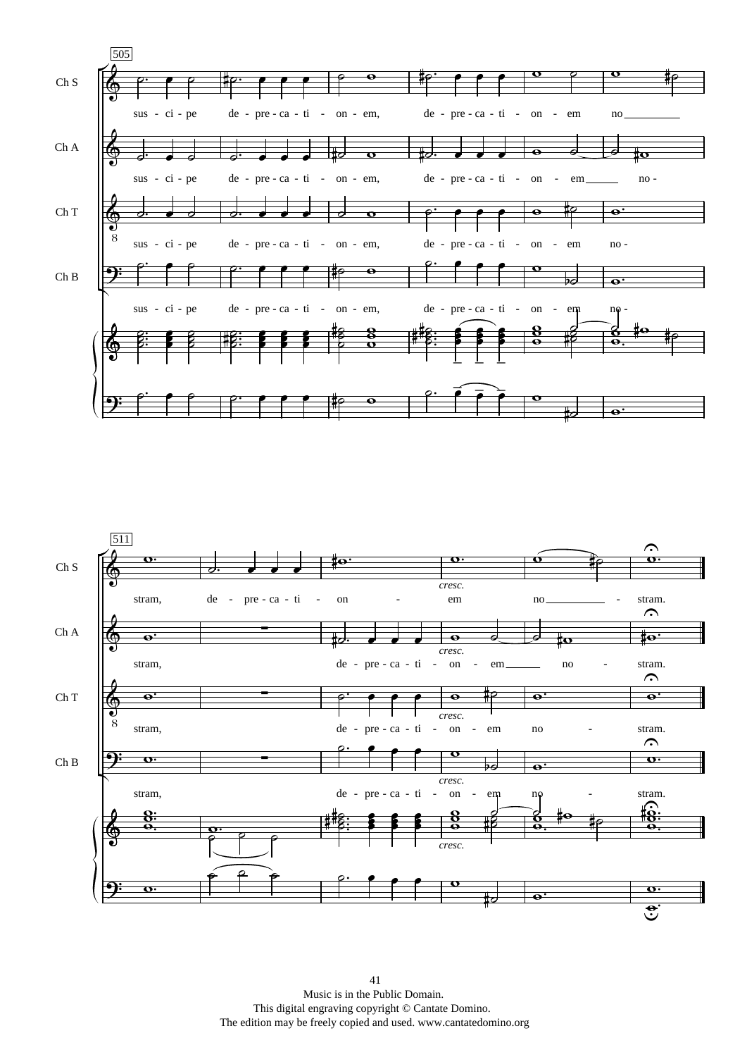505

Ch S
sus - ci - pe de - pre - ca - ti - on - em, de - pre - ca - ti - on - em no

Ch A
sus - ci - pe de - pre - ca - ti - on - em, de - pre - ca - ti - on - em no -

Ch T
sus - ci - pe de - pre - ca - ti - on - em, de - pre - ca - ti - on - em no -

Ch B
sus - ci - pe de - pre - ca - ti - on - em, de - pre - ca - ti - on - em no -

511

Ch S
stram, de - pre - ca - ti - on - em no - stram.

*cresc.*

Ch A
stram, de - pre - ca - ti - on - em no - stram.

*cresc.*

Ch T
stram, de - pre - ca - ti - on - em no - stram.

*cresc.*

Ch B
stram, de - pre - ca - ti - on - em no - stram.

*cresc.*

*cresc.*

Music is in the Public Domain.
This digital engraving copyright © Cantate Domino.
The edition may be freely copied and used. www.cantatedomino.org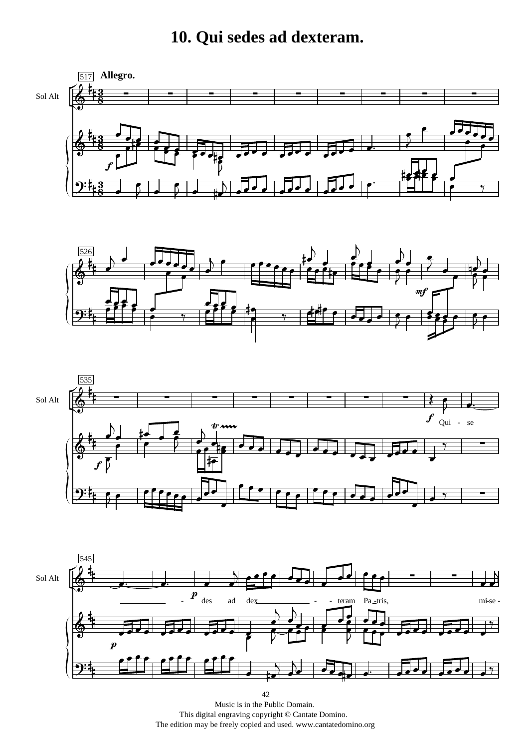# 10. Qui sedes ad dexteram.

Allegro.

Sol Alt

Qui - se - des ad dex - - teram Pa - tris, mi-se -

Music is in the Public Domain.
This digital engraving copyright © Cantate Domino.
The edition may be freely copied and used. www.cantatedomino.org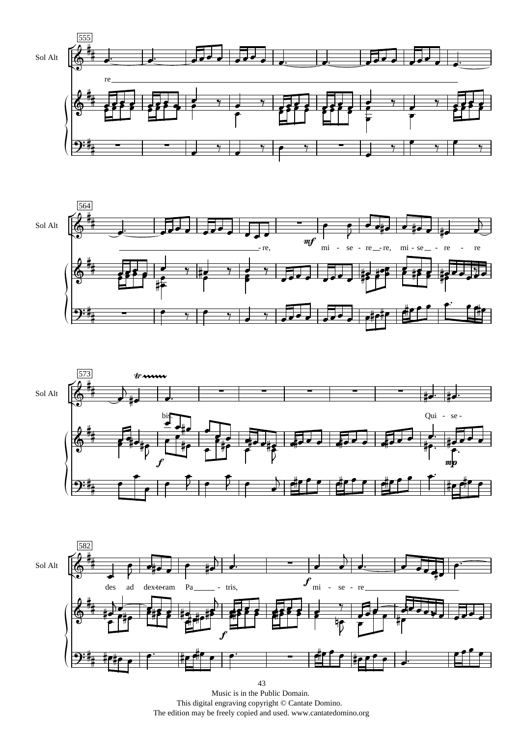Sol Alt

re

- re, mi - se - re - re, mi - se - re - re bis.

Qui - se - des ad dex-te-ram Pa - tris, mi - se - re

Music is in the Public Domain.
This digital engraving copyright © Cantate Domino.
The edition may be freely copied and used. www.cantatedomino.org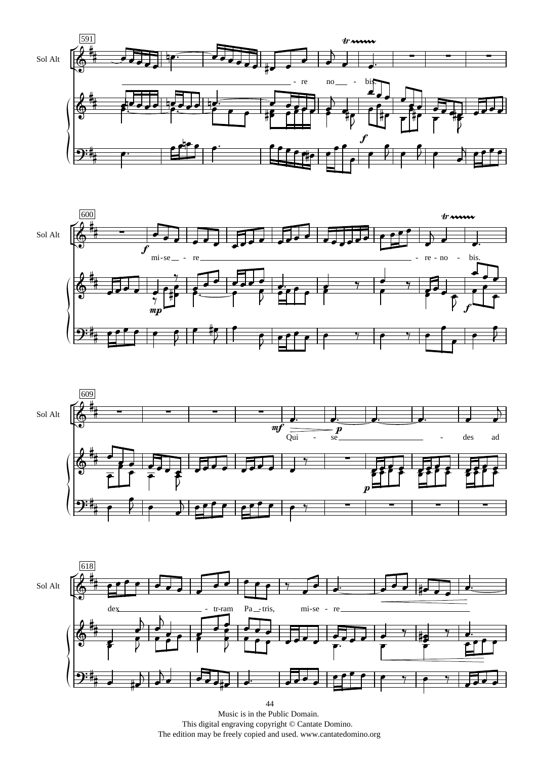591

Sol Alt

- re no - bis.

600

Sol Alt

mi-se - re - re - no - bis.

609

Sol Alt

Qui - se - des ad

618

Sol Alt

dex - tr-ram Pa - tris, mi-se - re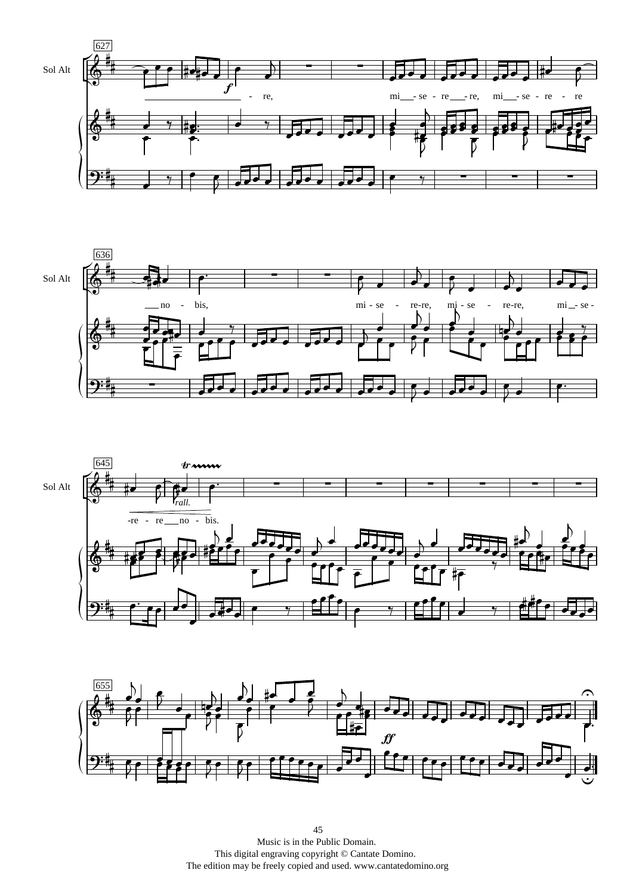627

Sol Alt

\- re,

mi - se - re - re, mi - se - re - re

636

Sol Alt

no - bis,

mi - se - re-re, mi - se - re-re, mi - se -

645

Sol Alt

*rall.*

-re - re no - bis.

655

Music is in the Public Domain.
This digital engraving copyright © Cantate Domino.
The edition may be freely copied and used. www.cantatedomino.org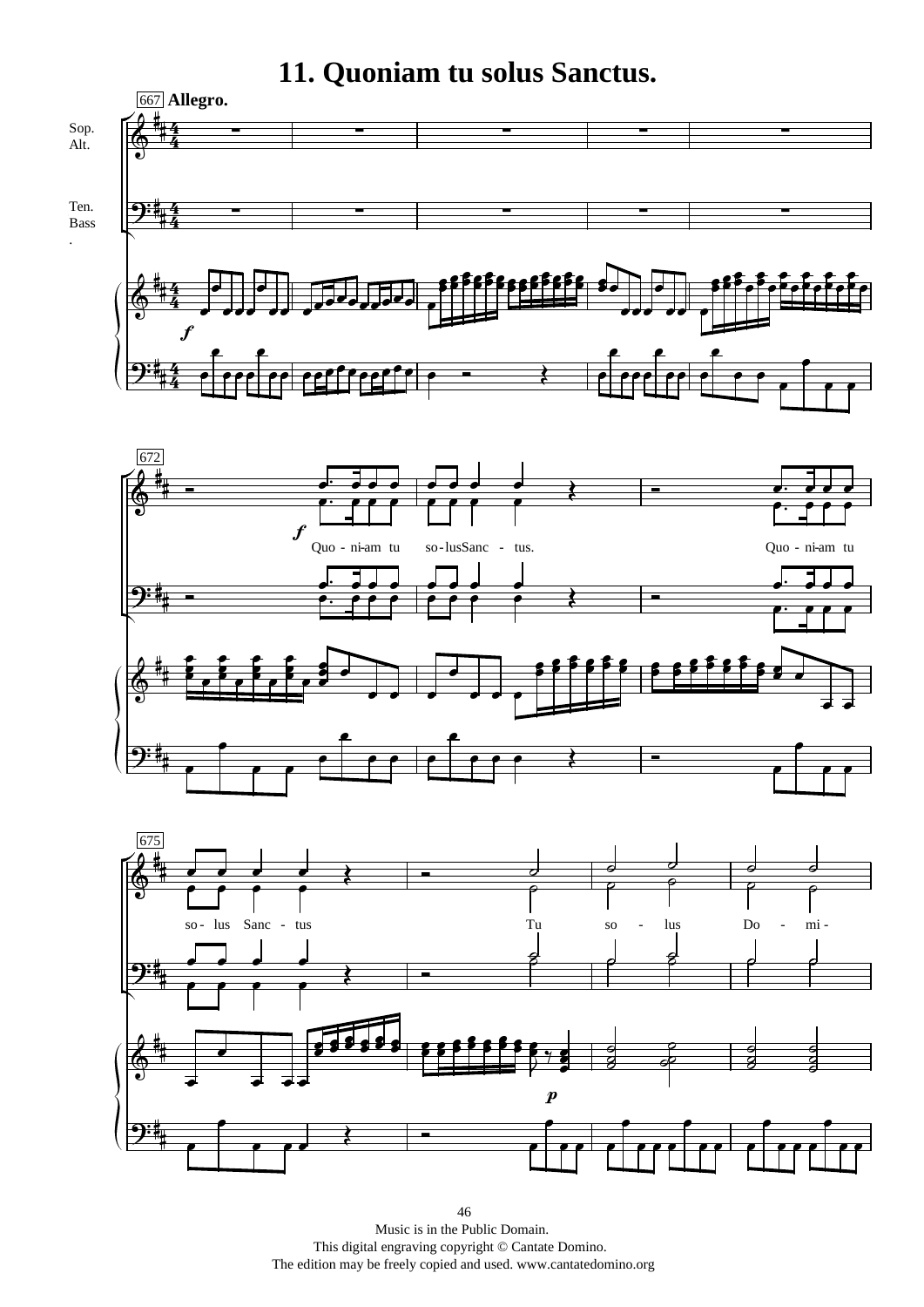# 11. Quoniam tu solus Sanctus.

667 **Allegro.**

Sop. Alt.

Ten. Bass

*f*

672

*f*

Quo - ni-am tu so - lus Sanc - tus. Quo - ni-am tu

675

so - lus Sanc - tus Tu so - lus Do - mi -

*p*

Music is in the Public Domain.
This digital engraving copyright © Cantate Domino.
The edition may be freely copied and used. www.cantatedomino.org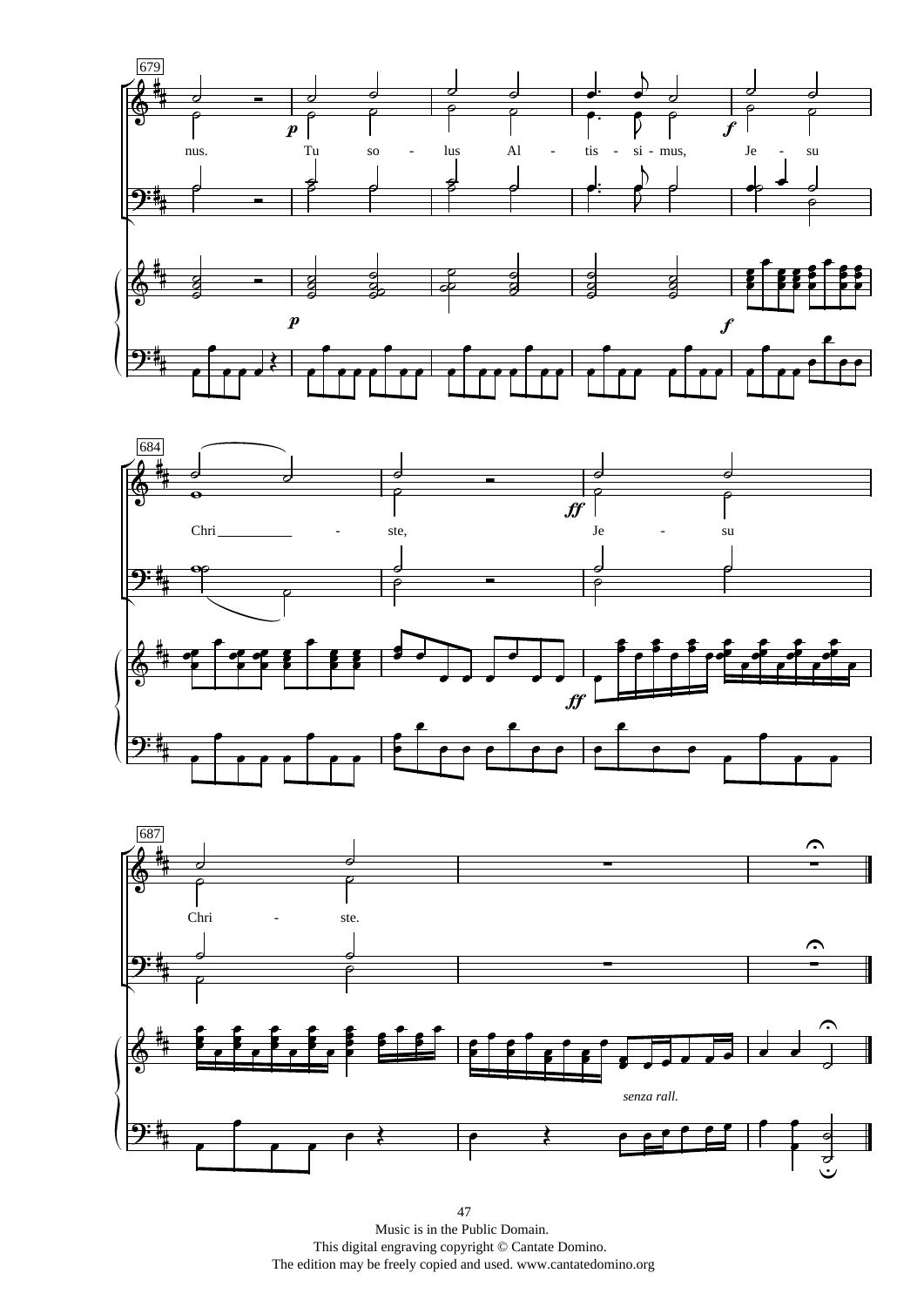679

nus. Tu so - lus Al - tis - si - mus, Je - su

684

Chri - ste, Je - su

687

Chri - ste.

*senza rall.*

Music is in the Public Domain.
This digital engraving copyright © Cantate Domino.
The edition may be freely copied and used. www.cantatedomino.org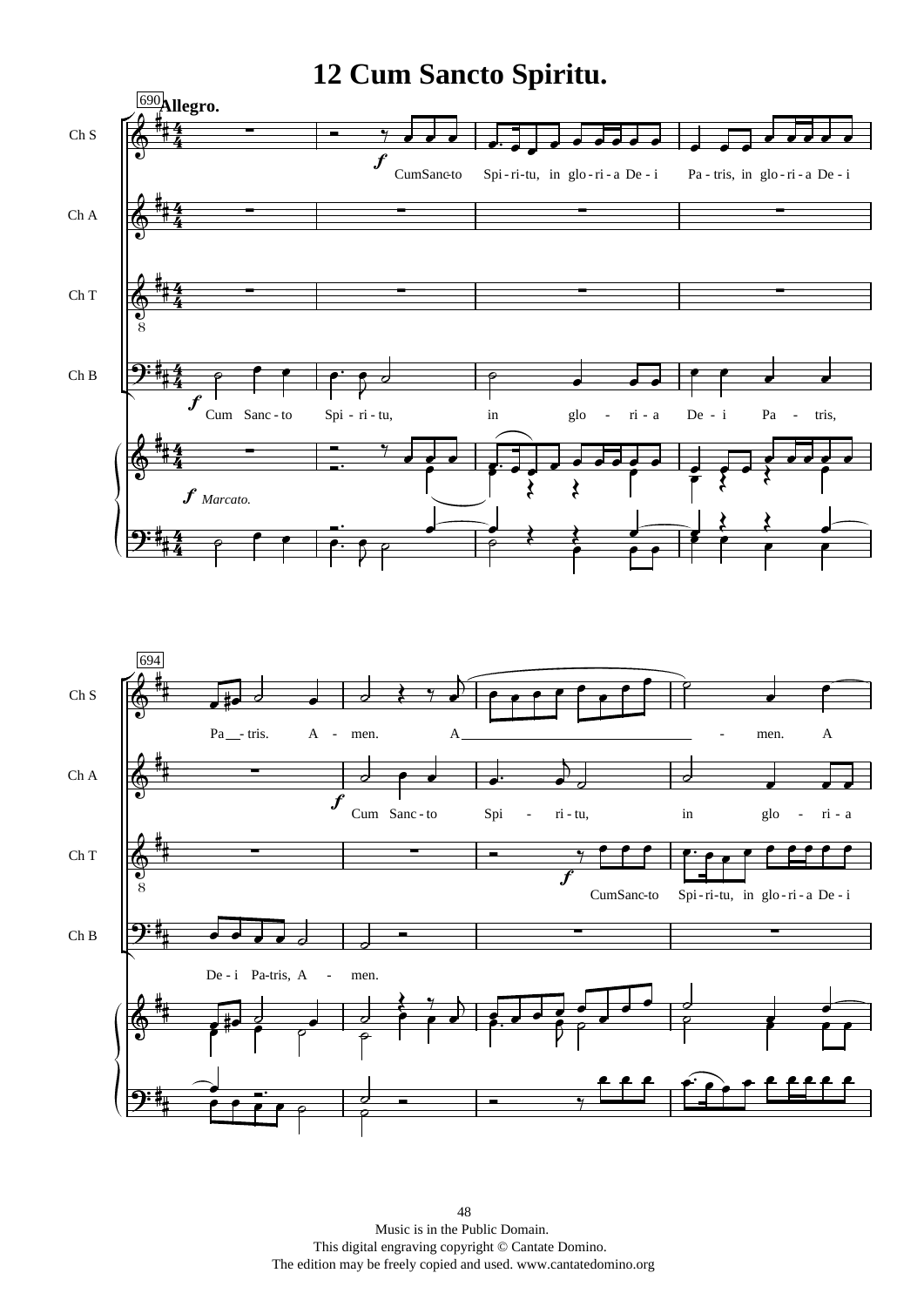# 12 Cum Sancto Spiritu.

Music is in the Public Domain.
This digital engraving copyright © Cantate Domino.
The edition may be freely copied and used. www.cantatedomino.org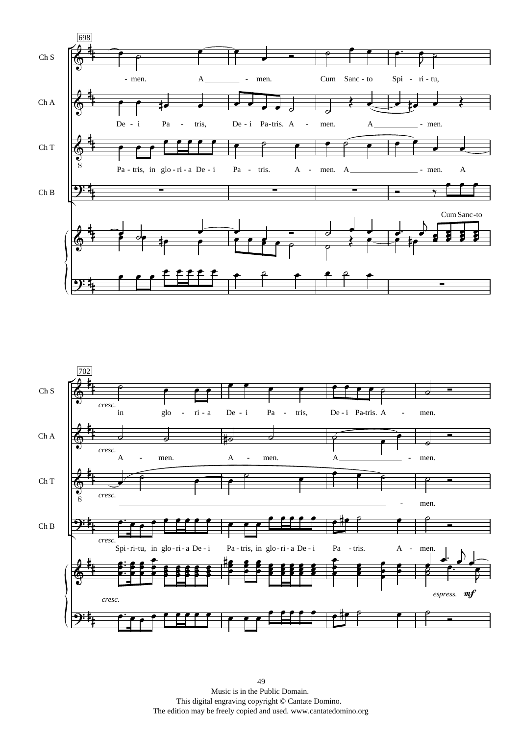698

Ch S: - men. A - men. Cum Sanc - to Spi - ri - tu,

Ch A: De - i Pa - tris, De - i Pa-tris. A - men. A - men.

Ch T: Pa - tris, in glo - ri - a De - i Pa - tris. A - men. A - men. A

Ch B:

Cum Sanc-to

702

Ch S: *cresc.* in glo - ri - a De - i Pa - tris, De - i Pa-tris. A - men.

Ch A: *cresc.* A - men. A - men. A - men.

Ch T: *cresc.* - men.

Ch B: *cresc.* Spi - ri-tu, in glo - ri - a De - i Pa - tris, in glo - ri - a De - i Pa - tris. A - men.

*cresc.*

*espress.* ***mf***

Music is in the Public Domain.
This digital engraving copyright © Cantate Domino.
The edition may be freely copied and used. www.cantatedomino.org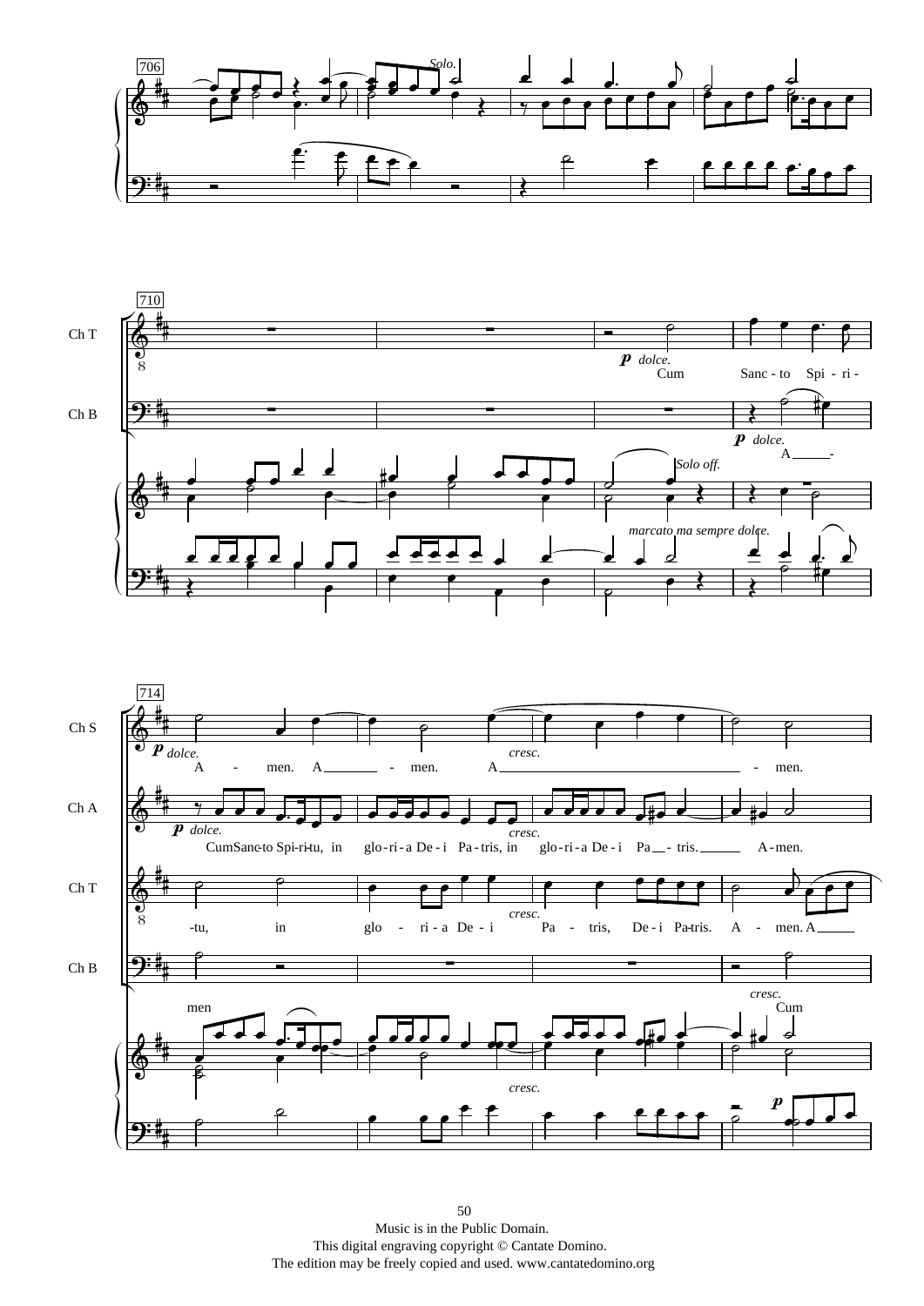Music is in the Public Domain.
This digital engraving copyright © Cantate Domino.
The edition may be freely copied and used. www.cantatedomino.org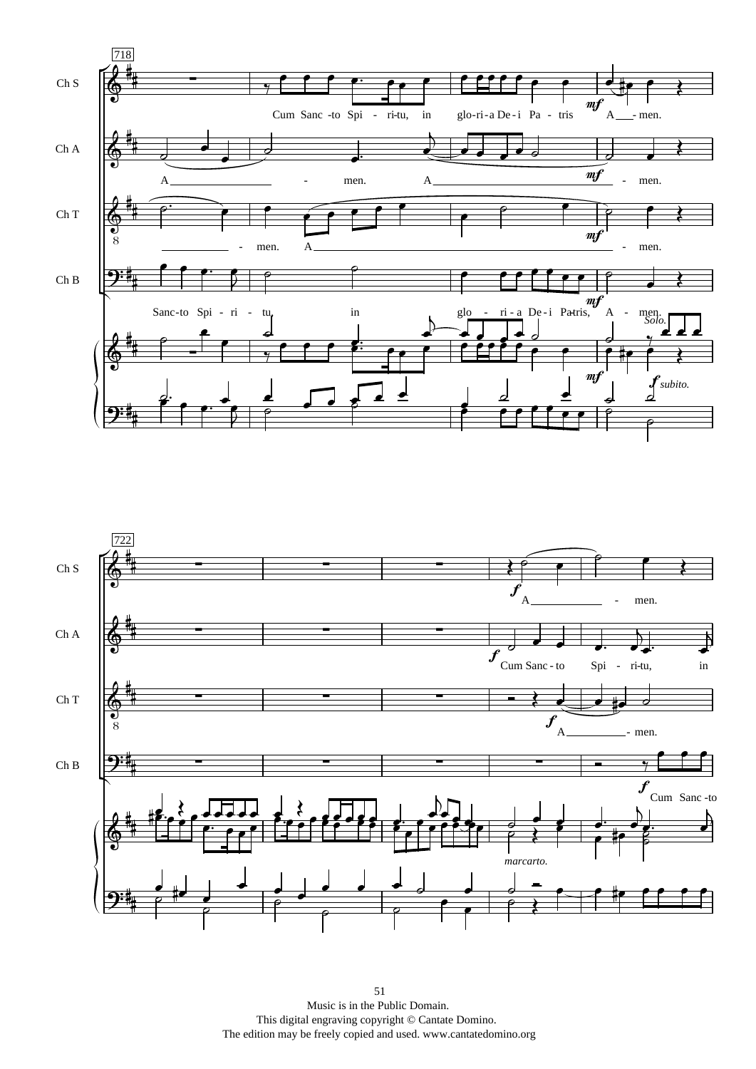Music is in the Public Domain.
This digital engraving copyright © Cantate Domino.
The edition may be freely copied and used. www.cantatedomino.org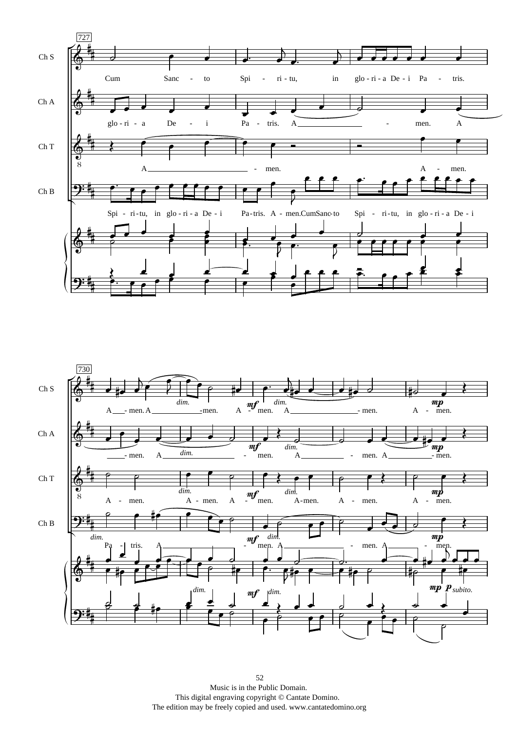Music is in the Public Domain.
This digital engraving copyright © Cantate Domino.
The edition may be freely copied and used. www.cantatedomino.org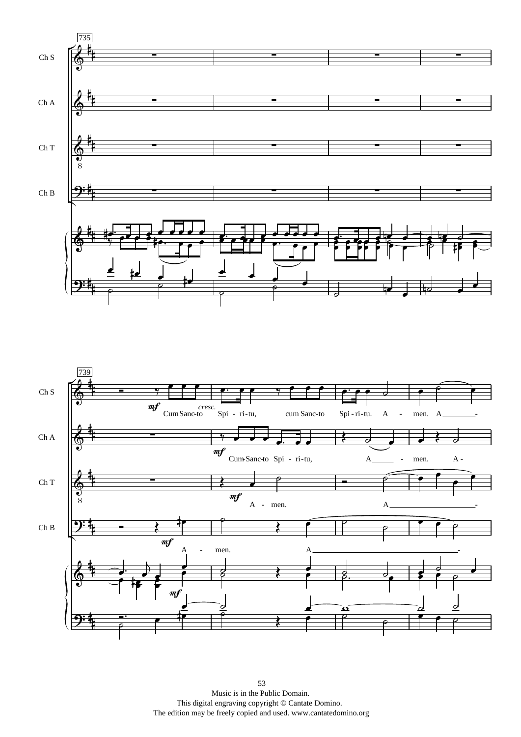735

Ch S

Ch A

Ch T

Ch B

739

*mf* Cum Sanc-to *cresc.* Spi - ri-tu, cum Sanc-to Spi - ri-tu. A - men. A -

*mf* Cum-Sanc-to Spi - ri-tu, A - men. A -

*mf* A - men. A -

*mf* A - men. A -

Music is in the Public Domain.
This digital engraving copyright © Cantate Domino.
The edition may be freely copied and used. www.cantatedomino.org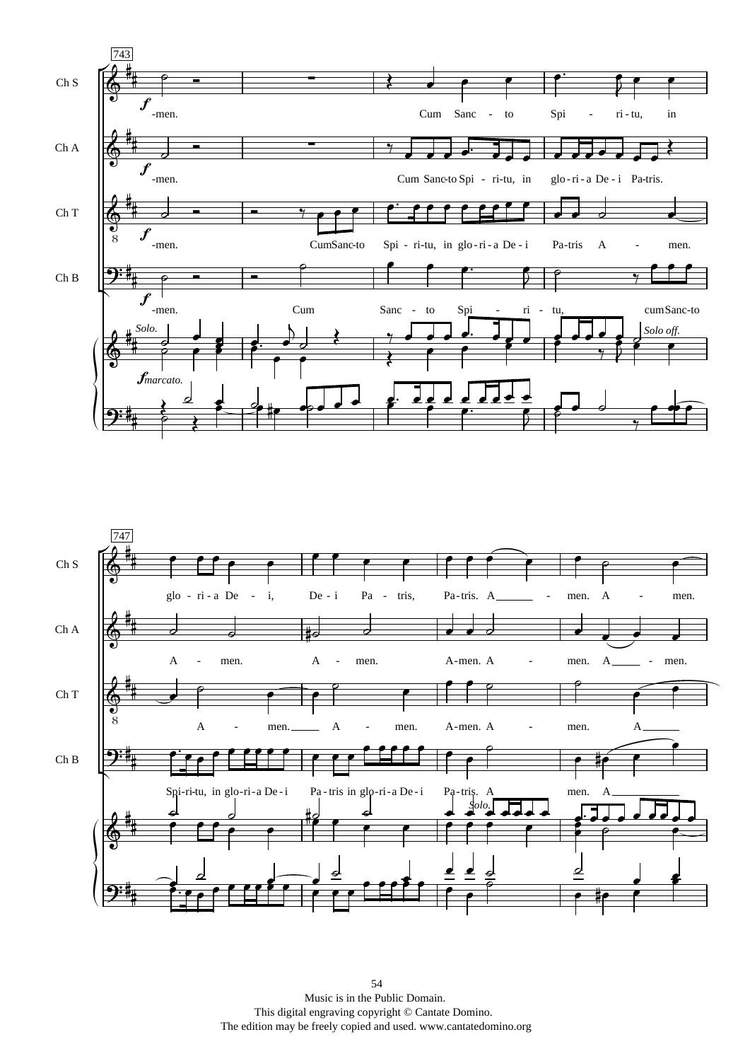Music is in the Public Domain.
This digital engraving copyright © Cantate Domino.
The edition may be freely copied and used. www.cantatedomino.org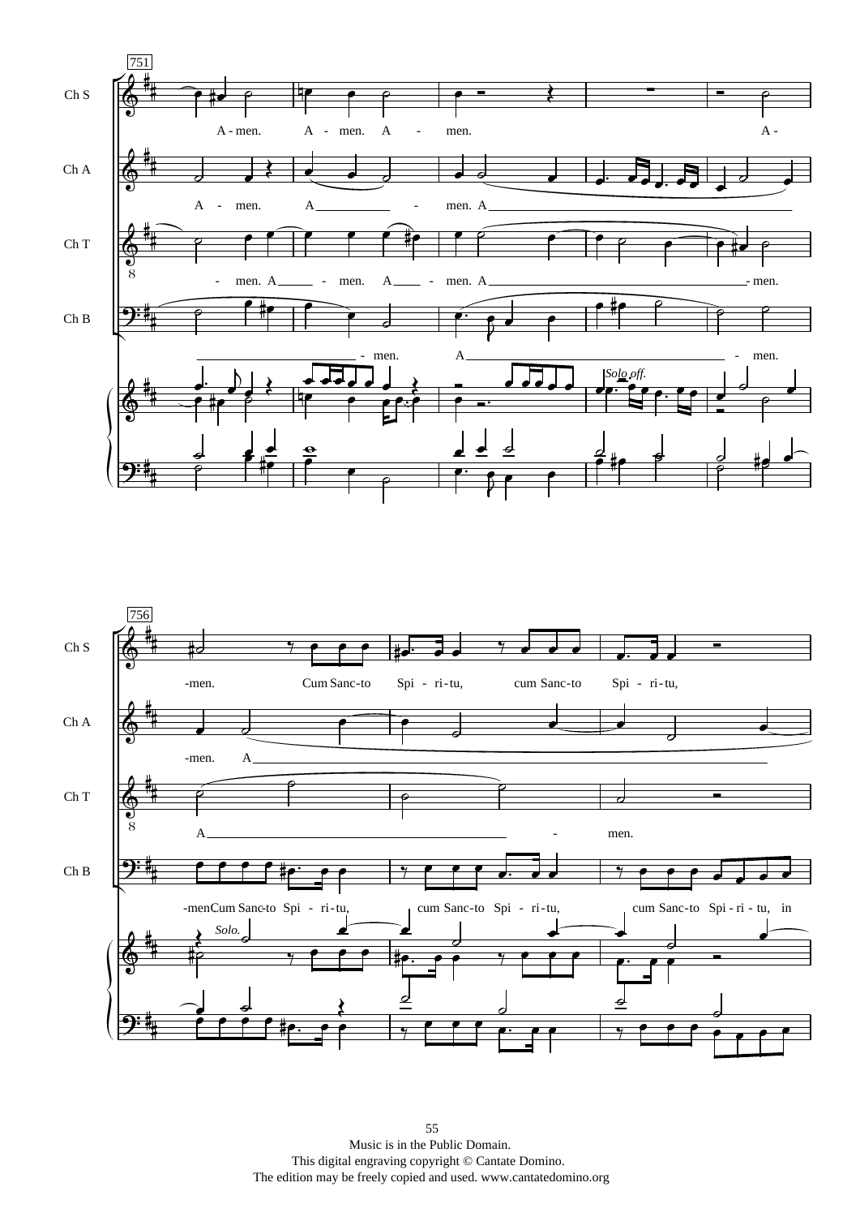751

Ch S: A - men. A - men. A - men. A -

Ch A: A - men. A - men. A

Ch T: - men. A - men. A - men. A - men.

Ch B: - men. A - men.

*Solo off.*

756

Ch S: -men. Cum Sanc-to Spi - ri-tu, cum Sanc-to Spi - ri-tu,

Ch A: -men. A

Ch T: A - men.

Ch B: -men Cum Sanc-to Spi - ri-tu, cum Sanc-to Spi - ri-tu, cum Sanc-to Spi - ri - tu, in

*Solo.*

Music is in the Public Domain.
This digital engraving copyright © Cantate Domino.
The edition may be freely copied and used. www.cantatedomino.org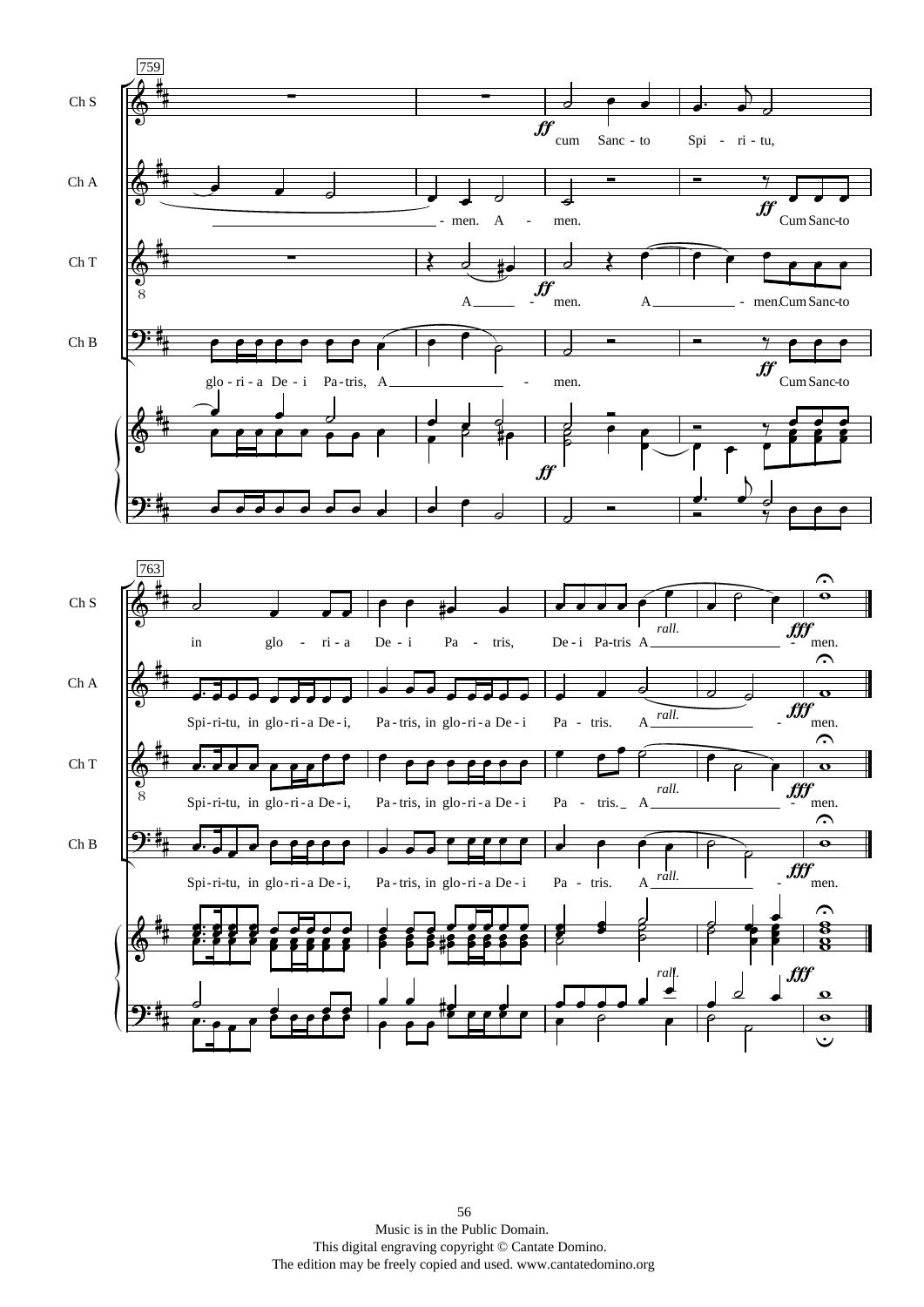Music is in the Public Domain.
This digital engraving copyright © Cantate Domino.
The edition may be freely copied and used. www.cantatedomino.org